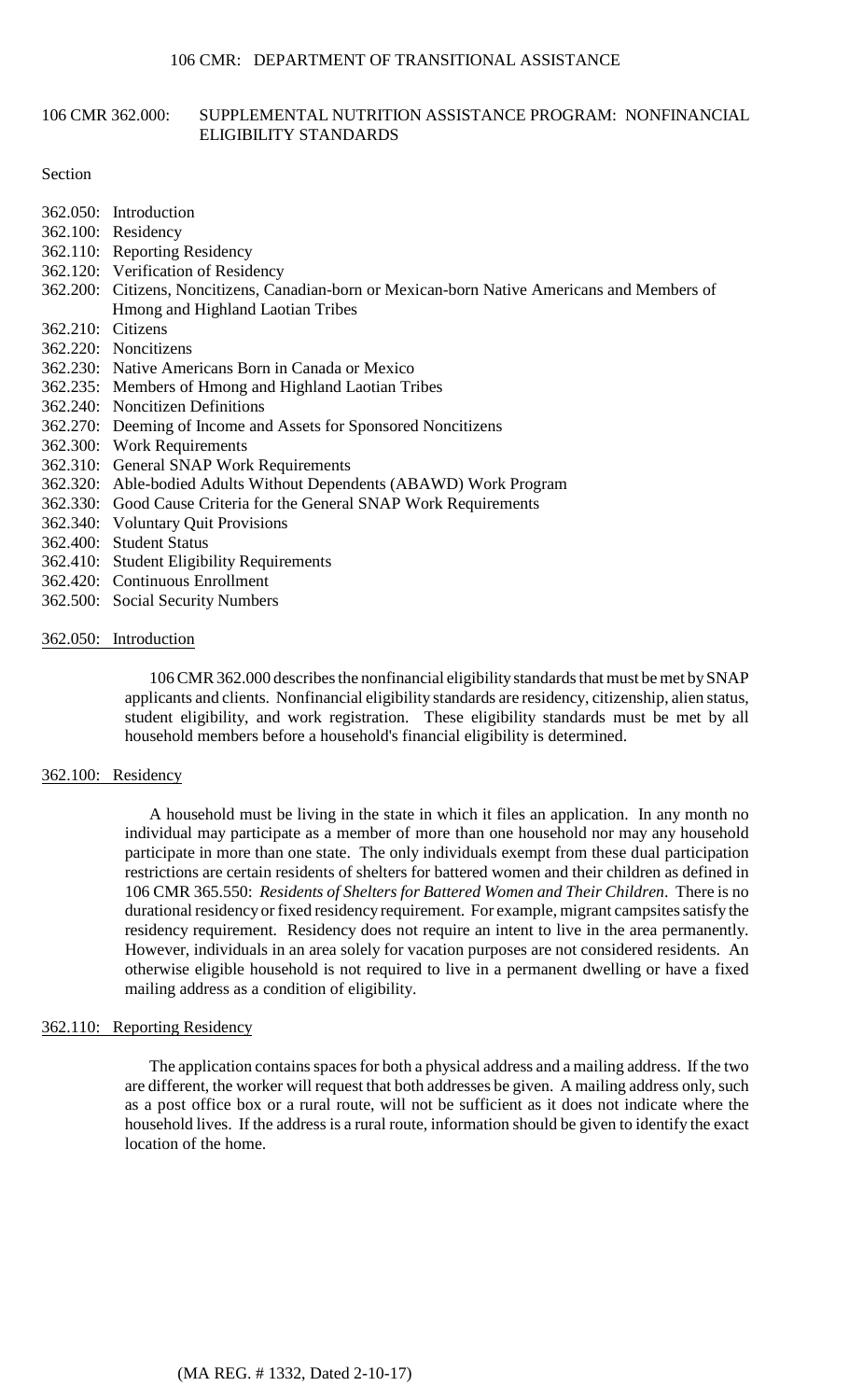# 106 CMR 362.000: SUPPLEMENTAL NUTRITION ASSISTANCE PROGRAM: NONFINANCIAL ELIGIBILITY STANDARDS

Section

362.050: Introduction
362.100: Residency
362.110: Reporting Residency
362.120: Verification of Residency
362.200: Citizens, Noncitizens, Canadian-born or Mexican-born Native Americans and Members of Hmong and Highland Laotian Tribes
362.210: Citizens
362.220: Noncitizens
362.230: Native Americans Born in Canada or Mexico
362.235: Members of Hmong and Highland Laotian Tribes
362.240: Noncitizen Definitions
362.270: Deeming of Income and Assets for Sponsored Noncitizens
362.300: Work Requirements
362.310: General SNAP Work Requirements
362.320: Able-bodied Adults Without Dependents (ABAWD) Work Program
362.330: Good Cause Criteria for the General SNAP Work Requirements
362.340: Voluntary Quit Provisions
362.400: Student Status
362.410: Student Eligibility Requirements
362.420: Continuous Enrollment
362.500: Social Security Numbers

## 362.050: Introduction

106 CMR 362.000 describes the nonfinancial eligibility standards that must be met by SNAP applicants and clients. Nonfinancial eligibility standards are residency, citizenship, alien status, student eligibility, and work registration. These eligibility standards must be met by all household members before a household's financial eligibility is determined.

## 362.100: Residency

A household must be living in the state in which it files an application. In any month no individual may participate as a member of more than one household nor may any household participate in more than one state. The only individuals exempt from these dual participation restrictions are certain residents of shelters for battered women and their children as defined in 106 CMR 365.550: *Residents of Shelters for Battered Women and Their Children*. There is no durational residency or fixed residency requirement. For example, migrant campsites satisfy the residency requirement. Residency does not require an intent to live in the area permanently. However, individuals in an area solely for vacation purposes are not considered residents. An otherwise eligible household is not required to live in a permanent dwelling or have a fixed mailing address as a condition of eligibility.

## 362.110: Reporting Residency

The application contains spaces for both a physical address and a mailing address. If the two are different, the worker will request that both addresses be given. A mailing address only, such as a post office box or a rural route, will not be sufficient as it does not indicate where the household lives. If the address is a rural route, information should be given to identify the exact location of the home.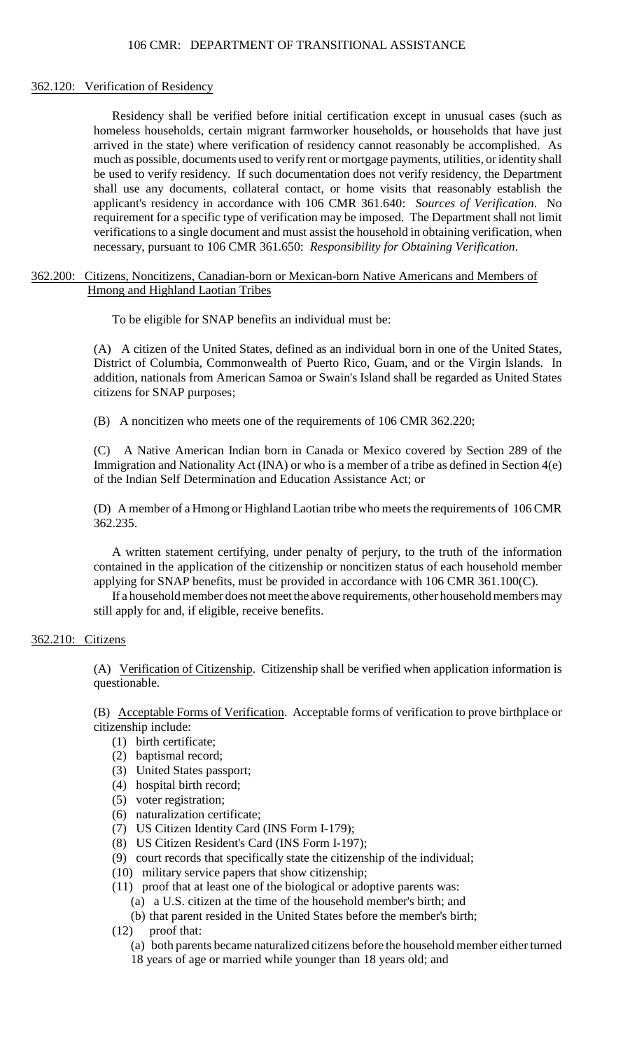### 362.120: Verification of Residency

Residency shall be verified before initial certification except in unusual cases (such as homeless households, certain migrant farmworker households, or households that have just arrived in the state) where verification of residency cannot reasonably be accomplished. As much as possible, documents used to verify rent or mortgage payments, utilities, or identity shall be used to verify residency. If such documentation does not verify residency, the Department shall use any documents, collateral contact, or home visits that reasonably establish the applicant's residency in accordance with 106 CMR 361.640: *Sources of Verification*. No requirement for a specific type of verification may be imposed. The Department shall not limit verifications to a single document and must assist the household in obtaining verification, when necessary, pursuant to 106 CMR 361.650: *Responsibility for Obtaining Verification*.

### 362.200: Citizens, Noncitizens, Canadian-born or Mexican-born Native Americans and Members of Hmong and Highland Laotian Tribes

To be eligible for SNAP benefits an individual must be:

(A) A citizen of the United States, defined as an individual born in one of the United States, District of Columbia, Commonwealth of Puerto Rico, Guam, and or the Virgin Islands. In addition, nationals from American Samoa or Swain's Island shall be regarded as United States citizens for SNAP purposes;

(B) A noncitizen who meets one of the requirements of 106 CMR 362.220;

(C) A Native American Indian born in Canada or Mexico covered by Section 289 of the Immigration and Nationality Act (INA) or who is a member of a tribe as defined in Section 4(e) of the Indian Self Determination and Education Assistance Act; or

(D) A member of a Hmong or Highland Laotian tribe who meets the requirements of 106 CMR 362.235.

A written statement certifying, under penalty of perjury, to the truth of the information contained in the application of the citizenship or noncitizen status of each household member applying for SNAP benefits, must be provided in accordance with 106 CMR 361.100(C).

If a household member does not meet the above requirements, other household members may still apply for and, if eligible, receive benefits.

### 362.210: Citizens

(A) Verification of Citizenship. Citizenship shall be verified when application information is questionable.

(B) Acceptable Forms of Verification. Acceptable forms of verification to prove birthplace or citizenship include:

- (1) birth certificate;
- (2) baptismal record;
- (3) United States passport;
- (4) hospital birth record;
- (5) voter registration;
- (6) naturalization certificate;
- (7) US Citizen Identity Card (INS Form I-179);
- (8) US Citizen Resident's Card (INS Form I-197);
- (9) court records that specifically state the citizenship of the individual;
- (10) military service papers that show citizenship;
- (11) proof that at least one of the biological or adoptive parents was:
  - (a) a U.S. citizen at the time of the household member's birth; and
  - (b) that parent resided in the United States before the member's birth;
- (12) proof that:
  - (a) both parents became naturalized citizens before the household member either turned 18 years of age or married while younger than 18 years old; and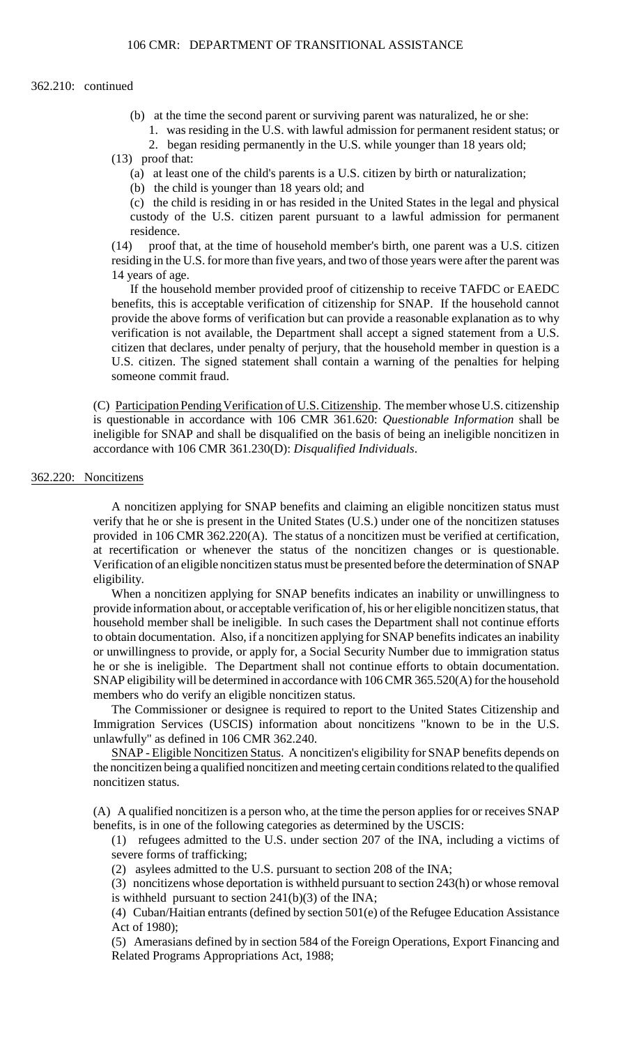362.210: continued

- (b) at the time the second parent or surviving parent was naturalized, he or she:
  1. was residing in the U.S. with lawful admission for permanent resident status; or
  2. began residing permanently in the U.S. while younger than 18 years old;

(13) proof that:

- (a) at least one of the child's parents is a U.S. citizen by birth or naturalization;
- (b) the child is younger than 18 years old; and
- (c) the child is residing in or has resided in the United States in the legal and physical custody of the U.S. citizen parent pursuant to a lawful admission for permanent residence.

(14) proof that, at the time of household member's birth, one parent was a U.S. citizen residing in the U.S. for more than five years, and two of those years were after the parent was 14 years of age.

If the household member provided proof of citizenship to receive TAFDC or EAEDC benefits, this is acceptable verification of citizenship for SNAP. If the household cannot provide the above forms of verification but can provide a reasonable explanation as to why verification is not available, the Department shall accept a signed statement from a U.S. citizen that declares, under penalty of perjury, that the household member in question is a U.S. citizen. The signed statement shall contain a warning of the penalties for helping someone commit fraud.

(C) Participation Pending Verification of U.S. Citizenship. The member whose U.S. citizenship is questionable in accordance with 106 CMR 361.620: *Questionable Information* shall be ineligible for SNAP and shall be disqualified on the basis of being an ineligible noncitizen in accordance with 106 CMR 361.230(D): *Disqualified Individuals*.

## 362.220: Noncitizens

A noncitizen applying for SNAP benefits and claiming an eligible noncitizen status must verify that he or she is present in the United States (U.S.) under one of the noncitizen statuses provided in 106 CMR 362.220(A). The status of a noncitizen must be verified at certification, at recertification or whenever the status of the noncitizen changes or is questionable. Verification of an eligible noncitizen status must be presented before the determination of SNAP eligibility.

When a noncitizen applying for SNAP benefits indicates an inability or unwillingness to provide information about, or acceptable verification of, his or her eligible noncitizen status, that household member shall be ineligible. In such cases the Department shall not continue efforts to obtain documentation. Also, if a noncitizen applying for SNAP benefits indicates an inability or unwillingness to provide, or apply for, a Social Security Number due to immigration status he or she is ineligible. The Department shall not continue efforts to obtain documentation. SNAP eligibility will be determined in accordance with 106 CMR 365.520(A) for the household members who do verify an eligible noncitizen status.

The Commissioner or designee is required to report to the United States Citizenship and Immigration Services (USCIS) information about noncitizens "known to be in the U.S. unlawfully" as defined in 106 CMR 362.240.

SNAP - Eligible Noncitizen Status. A noncitizen's eligibility for SNAP benefits depends on the noncitizen being a qualified noncitizen and meeting certain conditions related to the qualified noncitizen status.

(A) A qualified noncitizen is a person who, at the time the person applies for or receives SNAP benefits, is in one of the following categories as determined by the USCIS:

(1) refugees admitted to the U.S. under section 207 of the INA, including a victims of severe forms of trafficking;

(2) asylees admitted to the U.S. pursuant to section 208 of the INA;

(3) noncitizens whose deportation is withheld pursuant to section 243(h) or whose removal is withheld pursuant to section 241(b)(3) of the INA;

(4) Cuban/Haitian entrants (defined by section 501(e) of the Refugee Education Assistance Act of 1980);

(5) Amerasians defined by in section 584 of the Foreign Operations, Export Financing and Related Programs Appropriations Act, 1988;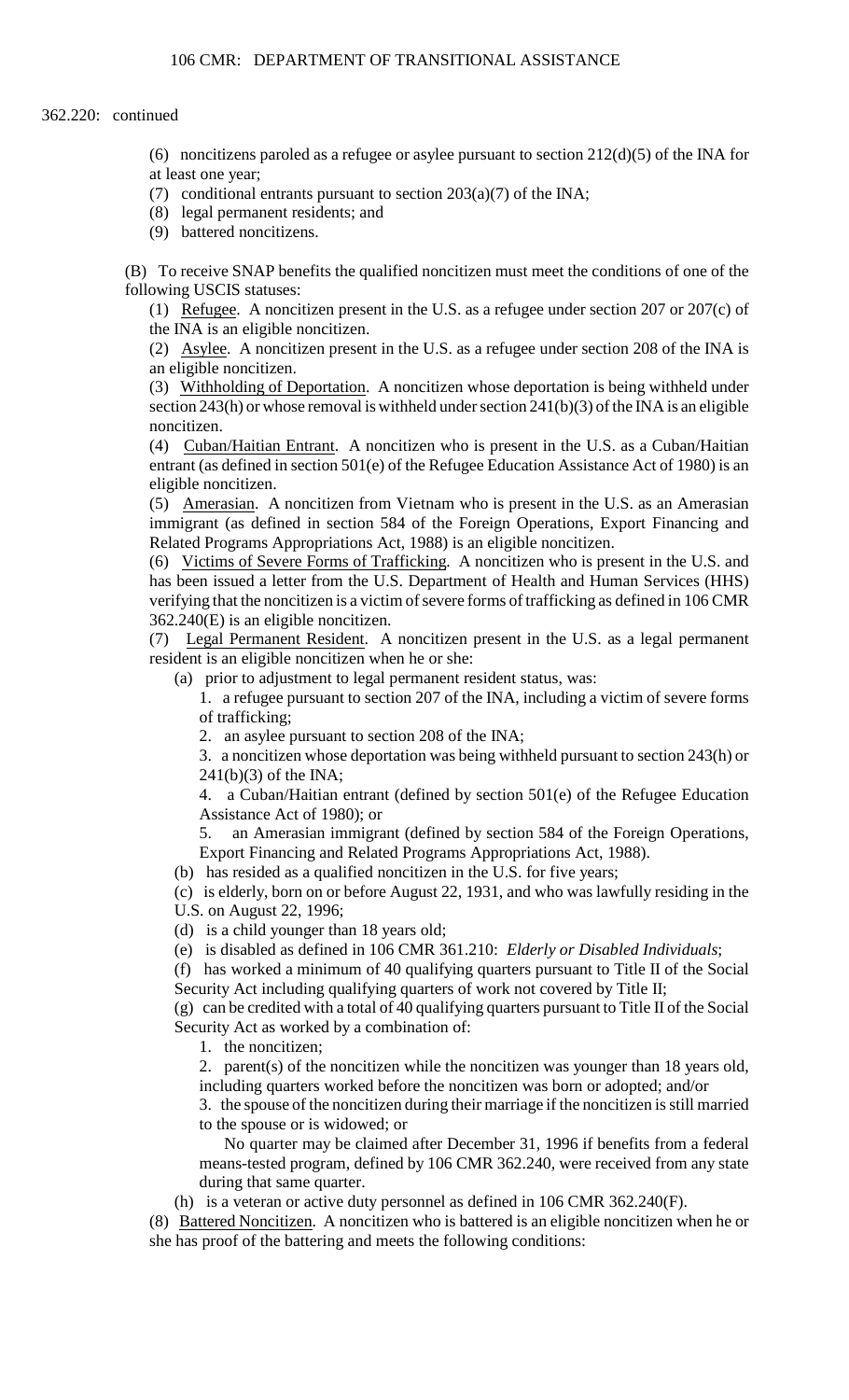362.220: continued

(6) noncitizens paroled as a refugee or asylee pursuant to section 212(d)(5) of the INA for at least one year;

(7) conditional entrants pursuant to section 203(a)(7) of the INA;

(8) legal permanent residents; and

(9) battered noncitizens.

(B) To receive SNAP benefits the qualified noncitizen must meet the conditions of one of the following USCIS statuses:

(1) Refugee. A noncitizen present in the U.S. as a refugee under section 207 or 207(c) of the INA is an eligible noncitizen.

(2) Asylee. A noncitizen present in the U.S. as a refugee under section 208 of the INA is an eligible noncitizen.

(3) Withholding of Deportation. A noncitizen whose deportation is being withheld under section 243(h) or whose removal is withheld under section 241(b)(3) of the INA is an eligible noncitizen.

(4) Cuban/Haitian Entrant. A noncitizen who is present in the U.S. as a Cuban/Haitian entrant (as defined in section 501(e) of the Refugee Education Assistance Act of 1980) is an eligible noncitizen.

(5) Amerasian. A noncitizen from Vietnam who is present in the U.S. as an Amerasian immigrant (as defined in section 584 of the Foreign Operations, Export Financing and Related Programs Appropriations Act, 1988) is an eligible noncitizen.

(6) Victims of Severe Forms of Trafficking. A noncitizen who is present in the U.S. and has been issued a letter from the U.S. Department of Health and Human Services (HHS) verifying that the noncitizen is a victim of severe forms of trafficking as defined in 106 CMR 362.240(E) is an eligible noncitizen.

(7) Legal Permanent Resident. A noncitizen present in the U.S. as a legal permanent resident is an eligible noncitizen when he or she:

(a) prior to adjustment to legal permanent resident status, was:

1. a refugee pursuant to section 207 of the INA, including a victim of severe forms of trafficking;

2. an asylee pursuant to section 208 of the INA;

3. a noncitizen whose deportation was being withheld pursuant to section 243(h) or 241(b)(3) of the INA;

4. a Cuban/Haitian entrant (defined by section 501(e) of the Refugee Education Assistance Act of 1980); or

5. an Amerasian immigrant (defined by section 584 of the Foreign Operations, Export Financing and Related Programs Appropriations Act, 1988).

(b) has resided as a qualified noncitizen in the U.S. for five years;

(c) is elderly, born on or before August 22, 1931, and who was lawfully residing in the U.S. on August 22, 1996;

(d) is a child younger than 18 years old;

(e) is disabled as defined in 106 CMR 361.210: *Elderly or Disabled Individuals*;

(f) has worked a minimum of 40 qualifying quarters pursuant to Title II of the Social Security Act including qualifying quarters of work not covered by Title II;

(g) can be credited with a total of 40 qualifying quarters pursuant to Title II of the Social Security Act as worked by a combination of:

1. the noncitizen;

2. parent(s) of the noncitizen while the noncitizen was younger than 18 years old, including quarters worked before the noncitizen was born or adopted; and/or

3. the spouse of the noncitizen during their marriage if the noncitizen is still married to the spouse or is widowed; or

No quarter may be claimed after December 31, 1996 if benefits from a federal means-tested program, defined by 106 CMR 362.240, were received from any state during that same quarter.

(h) is a veteran or active duty personnel as defined in 106 CMR 362.240(F).

(8) Battered Noncitizen. A noncitizen who is battered is an eligible noncitizen when he or she has proof of the battering and meets the following conditions: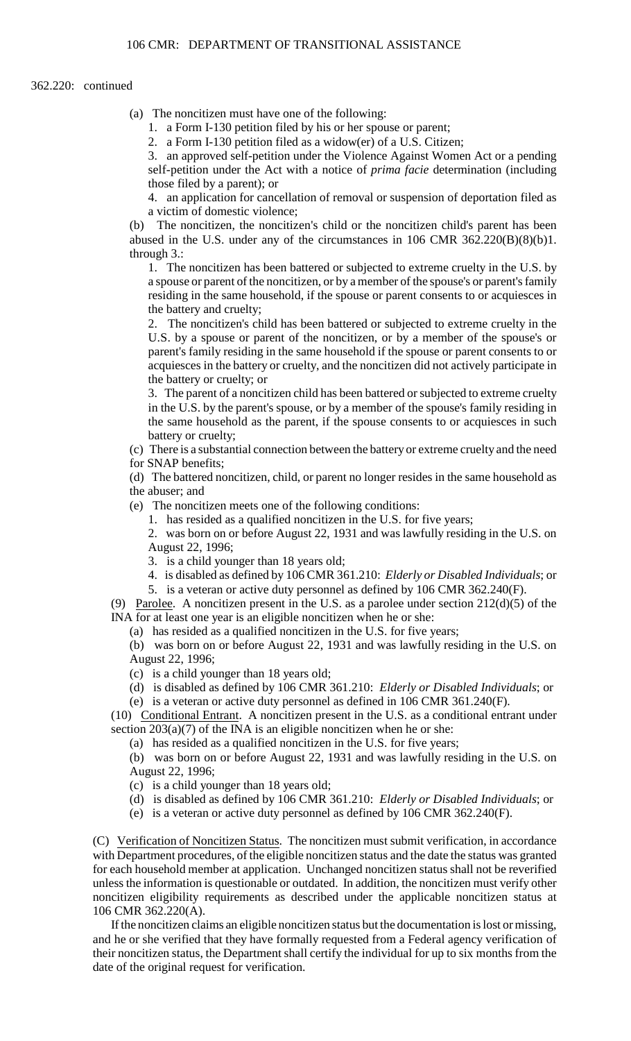362.220: continued

(a) The noncitizen must have one of the following:

1. a Form I-130 petition filed by his or her spouse or parent;
2. a Form I-130 petition filed as a widow(er) of a U.S. Citizen;
3. an approved self-petition under the Violence Against Women Act or a pending self-petition under the Act with a notice of *prima facie* determination (including those filed by a parent); or
4. an application for cancellation of removal or suspension of deportation filed as a victim of domestic violence;

(b) The noncitizen, the noncitizen's child or the noncitizen child's parent has been abused in the U.S. under any of the circumstances in 106 CMR 362.220(B)(8)(b)1. through 3.:

1. The noncitizen has been battered or subjected to extreme cruelty in the U.S. by a spouse or parent of the noncitizen, or by a member of the spouse's or parent's family residing in the same household, if the spouse or parent consents to or acquiesces in the battery and cruelty;
2. The noncitizen's child has been battered or subjected to extreme cruelty in the U.S. by a spouse or parent of the noncitizen, or by a member of the spouse's or parent's family residing in the same household if the spouse or parent consents to or acquiesces in the battery or cruelty, and the noncitizen did not actively participate in the battery or cruelty; or
3. The parent of a noncitizen child has been battered or subjected to extreme cruelty in the U.S. by the parent's spouse, or by a member of the spouse's family residing in the same household as the parent, if the spouse consents to or acquiesces in such battery or cruelty;

(c) There is a substantial connection between the battery or extreme cruelty and the need for SNAP benefits;

(d) The battered noncitizen, child, or parent no longer resides in the same household as the abuser; and

(e) The noncitizen meets one of the following conditions:

1. has resided as a qualified noncitizen in the U.S. for five years;
2. was born on or before August 22, 1931 and was lawfully residing in the U.S. on August 22, 1996;
3. is a child younger than 18 years old;
4. is disabled as defined by 106 CMR 361.210: *Elderly or Disabled Individuals*; or
5. is a veteran or active duty personnel as defined by 106 CMR 362.240(F).

(9) Parolee. A noncitizen present in the U.S. as a parolee under section 212(d)(5) of the INA for at least one year is an eligible noncitizen when he or she:

(a) has resided as a qualified noncitizen in the U.S. for five years;

(b) was born on or before August 22, 1931 and was lawfully residing in the U.S. on August 22, 1996;

(c) is a child younger than 18 years old;

(d) is disabled as defined by 106 CMR 361.210: *Elderly or Disabled Individuals*; or

(e) is a veteran or active duty personnel as defined in 106 CMR 361.240(F).

(10) Conditional Entrant. A noncitizen present in the U.S. as a conditional entrant under section 203(a)(7) of the INA is an eligible noncitizen when he or she:

(a) has resided as a qualified noncitizen in the U.S. for five years;

(b) was born on or before August 22, 1931 and was lawfully residing in the U.S. on August 22, 1996;

(c) is a child younger than 18 years old;

(d) is disabled as defined by 106 CMR 361.210: *Elderly or Disabled Individuals*; or

(e) is a veteran or active duty personnel as defined by 106 CMR 362.240(F).

(C) Verification of Noncitizen Status. The noncitizen must submit verification, in accordance with Department procedures, of the eligible noncitizen status and the date the status was granted for each household member at application. Unchanged noncitizen status shall not be reverified unless the information is questionable or outdated. In addition, the noncitizen must verify other noncitizen eligibility requirements as described under the applicable noncitizen status at 106 CMR 362.220(A).

If the noncitizen claims an eligible noncitizen status but the documentation is lost or missing, and he or she verified that they have formally requested from a Federal agency verification of their noncitizen status, the Department shall certify the individual for up to six months from the date of the original request for verification.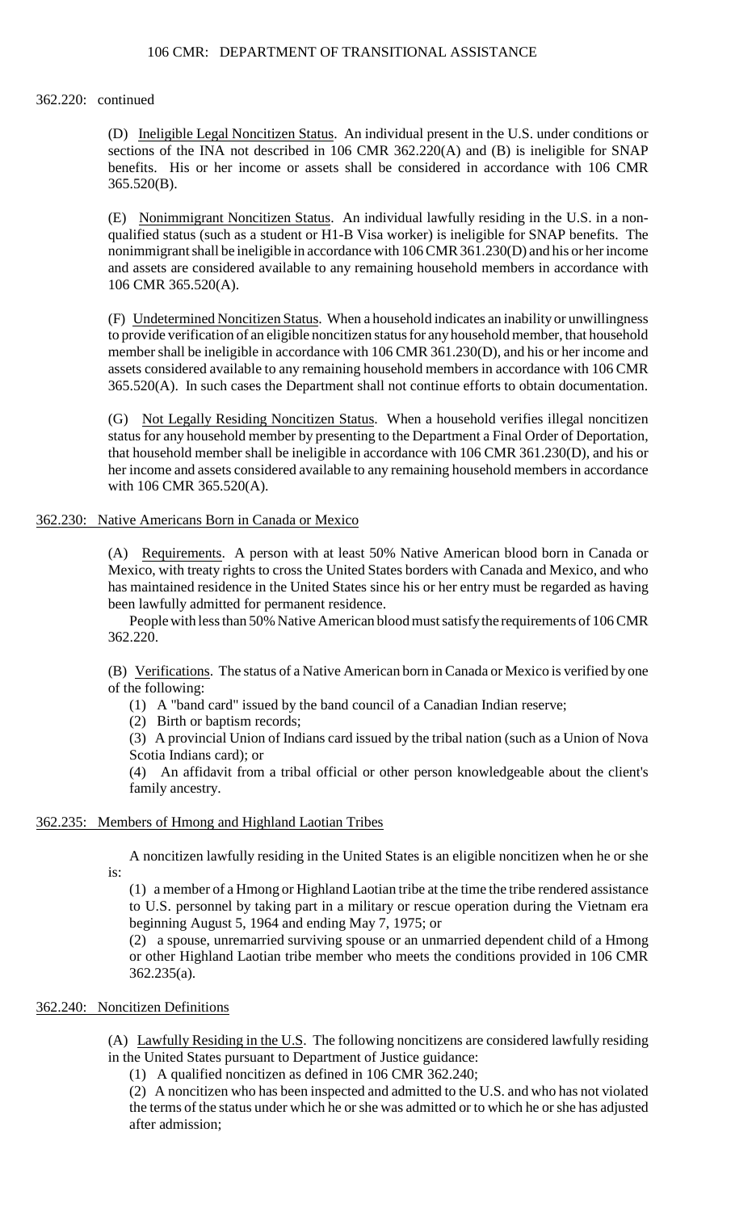362.220: continued

(D) Ineligible Legal Noncitizen Status. An individual present in the U.S. under conditions or sections of the INA not described in 106 CMR 362.220(A) and (B) is ineligible for SNAP benefits. His or her income or assets shall be considered in accordance with 106 CMR 365.520(B).

(E) Nonimmigrant Noncitizen Status. An individual lawfully residing in the U.S. in a non-qualified status (such as a student or H1-B Visa worker) is ineligible for SNAP benefits. The nonimmigrant shall be ineligible in accordance with 106 CMR 361.230(D) and his or her income and assets are considered available to any remaining household members in accordance with 106 CMR 365.520(A).

(F) Undetermined Noncitizen Status. When a household indicates an inability or unwillingness to provide verification of an eligible noncitizen status for any household member, that household member shall be ineligible in accordance with 106 CMR 361.230(D), and his or her income and assets considered available to any remaining household members in accordance with 106 CMR 365.520(A). In such cases the Department shall not continue efforts to obtain documentation.

(G) Not Legally Residing Noncitizen Status. When a household verifies illegal noncitizen status for any household member by presenting to the Department a Final Order of Deportation, that household member shall be ineligible in accordance with 106 CMR 361.230(D), and his or her income and assets considered available to any remaining household members in accordance with 106 CMR 365.520(A).

## 362.230: Native Americans Born in Canada or Mexico

(A) Requirements. A person with at least 50% Native American blood born in Canada or Mexico, with treaty rights to cross the United States borders with Canada and Mexico, and who has maintained residence in the United States since his or her entry must be regarded as having been lawfully admitted for permanent residence.

People with less than 50% Native American blood must satisfy the requirements of 106 CMR 362.220.

(B) Verifications. The status of a Native American born in Canada or Mexico is verified by one of the following:

(1) A "band card" issued by the band council of a Canadian Indian reserve;

(2) Birth or baptism records;

(3) A provincial Union of Indians card issued by the tribal nation (such as a Union of Nova Scotia Indians card); or

(4) An affidavit from a tribal official or other person knowledgeable about the client's family ancestry.

## 362.235: Members of Hmong and Highland Laotian Tribes

A noncitizen lawfully residing in the United States is an eligible noncitizen when he or she is:

(1) a member of a Hmong or Highland Laotian tribe at the time the tribe rendered assistance to U.S. personnel by taking part in a military or rescue operation during the Vietnam era beginning August 5, 1964 and ending May 7, 1975; or

(2) a spouse, unremarried surviving spouse or an unmarried dependent child of a Hmong or other Highland Laotian tribe member who meets the conditions provided in 106 CMR 362.235(a).

## 362.240: Noncitizen Definitions

(A) Lawfully Residing in the U.S. The following noncitizens are considered lawfully residing in the United States pursuant to Department of Justice guidance:

(1) A qualified noncitizen as defined in 106 CMR 362.240;

(2) A noncitizen who has been inspected and admitted to the U.S. and who has not violated the terms of the status under which he or she was admitted or to which he or she has adjusted after admission;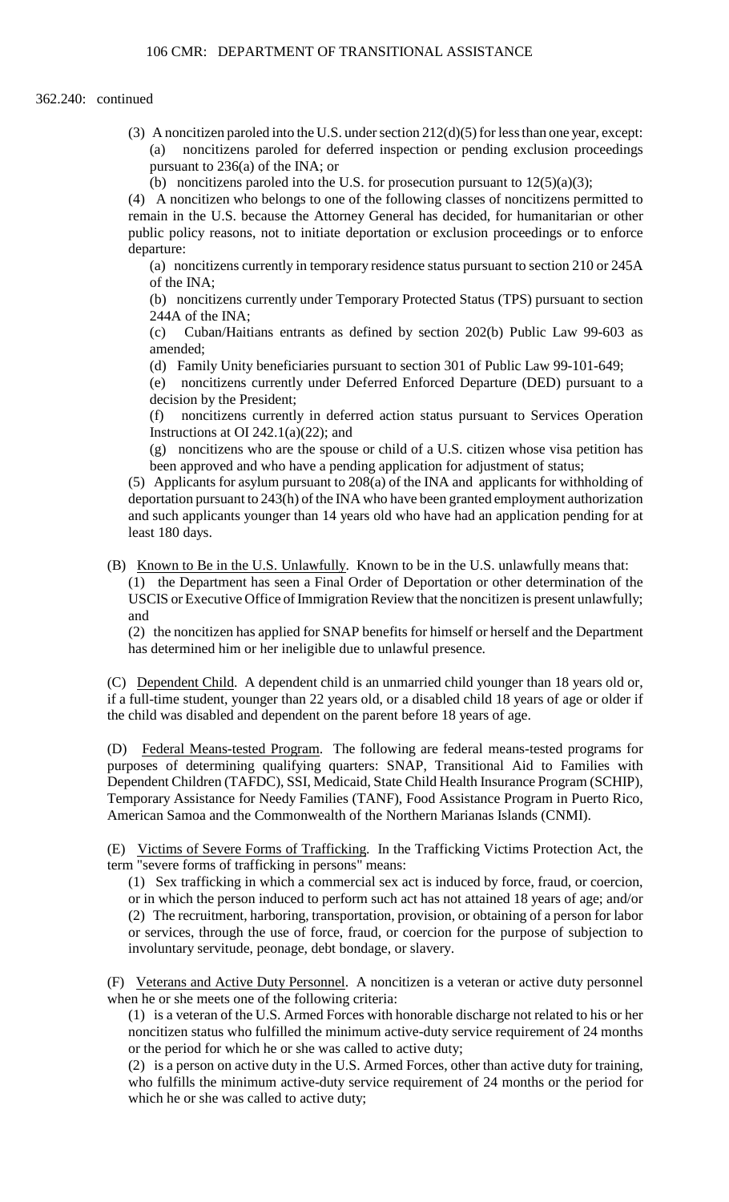362.240: continued

(3) A noncitizen paroled into the U.S. under section 212(d)(5) for less than one year, except:

(a) noncitizens paroled for deferred inspection or pending exclusion proceedings pursuant to 236(a) of the INA; or

(b) noncitizens paroled into the U.S. for prosecution pursuant to 12(5)(a)(3);

(4) A noncitizen who belongs to one of the following classes of noncitizens permitted to remain in the U.S. because the Attorney General has decided, for humanitarian or other public policy reasons, not to initiate deportation or exclusion proceedings or to enforce departure:

(a) noncitizens currently in temporary residence status pursuant to section 210 or 245A of the INA;

(b) noncitizens currently under Temporary Protected Status (TPS) pursuant to section 244A of the INA;

(c) Cuban/Haitians entrants as defined by section 202(b) Public Law 99-603 as amended;

(d) Family Unity beneficiaries pursuant to section 301 of Public Law 99-101-649;

(e) noncitizens currently under Deferred Enforced Departure (DED) pursuant to a decision by the President;

(f) noncitizens currently in deferred action status pursuant to Services Operation Instructions at OI 242.1(a)(22); and

(g) noncitizens who are the spouse or child of a U.S. citizen whose visa petition has been approved and who have a pending application for adjustment of status;

(5) Applicants for asylum pursuant to 208(a) of the INA and applicants for withholding of deportation pursuant to 243(h) of the INA who have been granted employment authorization and such applicants younger than 14 years old who have had an application pending for at least 180 days.

(B) Known to Be in the U.S. Unlawfully. Known to be in the U.S. unlawfully means that:

(1) the Department has seen a Final Order of Deportation or other determination of the USCIS or Executive Office of Immigration Review that the noncitizen is present unlawfully; and

(2) the noncitizen has applied for SNAP benefits for himself or herself and the Department has determined him or her ineligible due to unlawful presence.

(C) Dependent Child. A dependent child is an unmarried child younger than 18 years old or, if a full-time student, younger than 22 years old, or a disabled child 18 years of age or older if the child was disabled and dependent on the parent before 18 years of age.

(D) Federal Means-tested Program. The following are federal means-tested programs for purposes of determining qualifying quarters: SNAP, Transitional Aid to Families with Dependent Children (TAFDC), SSI, Medicaid, State Child Health Insurance Program (SCHIP), Temporary Assistance for Needy Families (TANF), Food Assistance Program in Puerto Rico, American Samoa and the Commonwealth of the Northern Marianas Islands (CNMI).

(E) Victims of Severe Forms of Trafficking. In the Trafficking Victims Protection Act, the term "severe forms of trafficking in persons" means:

(1) Sex trafficking in which a commercial sex act is induced by force, fraud, or coercion, or in which the person induced to perform such act has not attained 18 years of age; and/or

(2) The recruitment, harboring, transportation, provision, or obtaining of a person for labor or services, through the use of force, fraud, or coercion for the purpose of subjection to involuntary servitude, peonage, debt bondage, or slavery.

(F) Veterans and Active Duty Personnel. A noncitizen is a veteran or active duty personnel when he or she meets one of the following criteria:

(1) is a veteran of the U.S. Armed Forces with honorable discharge not related to his or her noncitizen status who fulfilled the minimum active-duty service requirement of 24 months or the period for which he or she was called to active duty;

(2) is a person on active duty in the U.S. Armed Forces, other than active duty for training, who fulfills the minimum active-duty service requirement of 24 months or the period for which he or she was called to active duty;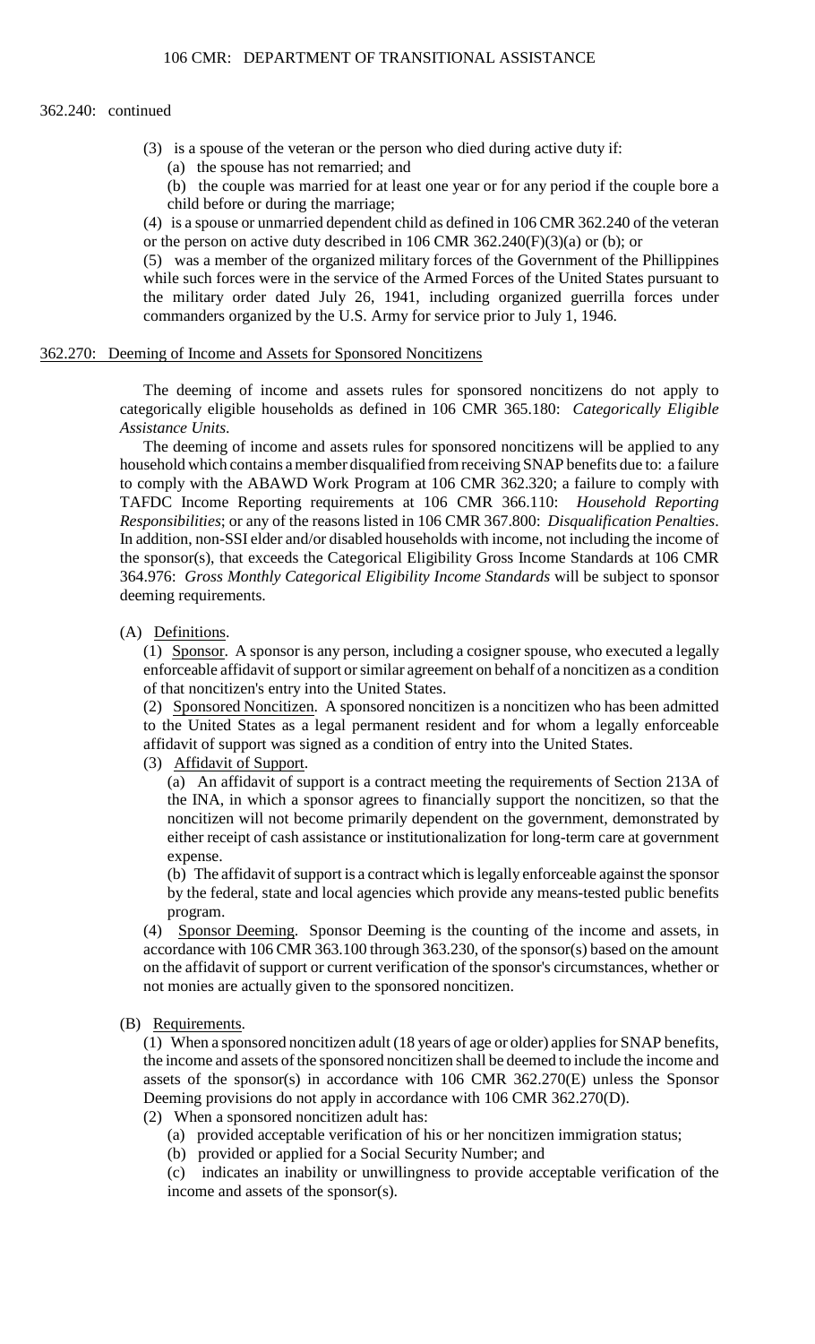362.240: continued

(3) is a spouse of the veteran or the person who died during active duty if:

(a) the spouse has not remarried; and

(b) the couple was married for at least one year or for any period if the couple bore a child before or during the marriage;

(4) is a spouse or unmarried dependent child as defined in 106 CMR 362.240 of the veteran or the person on active duty described in 106 CMR 362.240(F)(3)(a) or (b); or

(5) was a member of the organized military forces of the Government of the Phillippines while such forces were in the service of the Armed Forces of the United States pursuant to the military order dated July 26, 1941, including organized guerrilla forces under commanders organized by the U.S. Army for service prior to July 1, 1946.

## 362.270: Deeming of Income and Assets for Sponsored Noncitizens

The deeming of income and assets rules for sponsored noncitizens do not apply to categorically eligible households as defined in 106 CMR 365.180: *Categorically Eligible Assistance Units*.

The deeming of income and assets rules for sponsored noncitizens will be applied to any household which contains a member disqualified from receiving SNAP benefits due to: a failure to comply with the ABAWD Work Program at 106 CMR 362.320; a failure to comply with TAFDC Income Reporting requirements at 106 CMR 366.110: *Household Reporting Responsibilities*; or any of the reasons listed in 106 CMR 367.800: *Disqualification Penalties*. In addition, non-SSI elder and/or disabled households with income, not including the income of the sponsor(s), that exceeds the Categorical Eligibility Gross Income Standards at 106 CMR 364.976: *Gross Monthly Categorical Eligibility Income Standards* will be subject to sponsor deeming requirements.

(A) Definitions.

(1) Sponsor. A sponsor is any person, including a cosigner spouse, who executed a legally enforceable affidavit of support or similar agreement on behalf of a noncitizen as a condition of that noncitizen's entry into the United States.

(2) Sponsored Noncitizen. A sponsored noncitizen is a noncitizen who has been admitted to the United States as a legal permanent resident and for whom a legally enforceable affidavit of support was signed as a condition of entry into the United States.

(3) Affidavit of Support.

(a) An affidavit of support is a contract meeting the requirements of Section 213A of the INA, in which a sponsor agrees to financially support the noncitizen, so that the noncitizen will not become primarily dependent on the government, demonstrated by either receipt of cash assistance or institutionalization for long-term care at government expense.

(b) The affidavit of support is a contract which is legally enforceable against the sponsor by the federal, state and local agencies which provide any means-tested public benefits program.

(4) Sponsor Deeming. Sponsor Deeming is the counting of the income and assets, in accordance with 106 CMR 363.100 through 363.230, of the sponsor(s) based on the amount on the affidavit of support or current verification of the sponsor's circumstances, whether or not monies are actually given to the sponsored noncitizen.

(B) Requirements.

(1) When a sponsored noncitizen adult (18 years of age or older) applies for SNAP benefits, the income and assets of the sponsored noncitizen shall be deemed to include the income and assets of the sponsor(s) in accordance with 106 CMR 362.270(E) unless the Sponsor Deeming provisions do not apply in accordance with 106 CMR 362.270(D).

(2) When a sponsored noncitizen adult has:

(a) provided acceptable verification of his or her noncitizen immigration status;

(b) provided or applied for a Social Security Number; and

(c) indicates an inability or unwillingness to provide acceptable verification of the income and assets of the sponsor(s).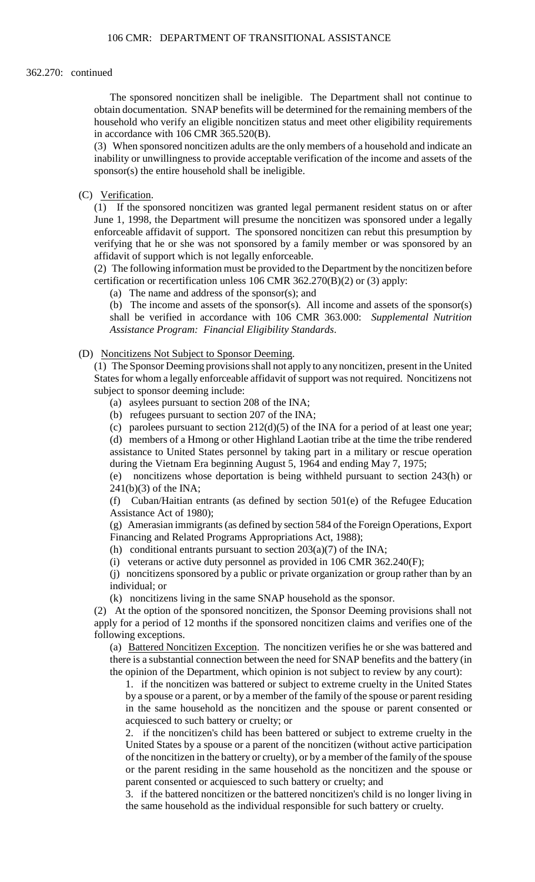362.270: continued

The sponsored noncitizen shall be ineligible. The Department shall not continue to obtain documentation. SNAP benefits will be determined for the remaining members of the household who verify an eligible noncitizen status and meet other eligibility requirements in accordance with 106 CMR 365.520(B).

(3) When sponsored noncitizen adults are the only members of a household and indicate an inability or unwillingness to provide acceptable verification of the income and assets of the sponsor(s) the entire household shall be ineligible.

(C) Verification.

(1) If the sponsored noncitizen was granted legal permanent resident status on or after June 1, 1998, the Department will presume the noncitizen was sponsored under a legally enforceable affidavit of support. The sponsored noncitizen can rebut this presumption by verifying that he or she was not sponsored by a family member or was sponsored by an affidavit of support which is not legally enforceable.

(2) The following information must be provided to the Department by the noncitizen before certification or recertification unless 106 CMR 362.270(B)(2) or (3) apply:

(a) The name and address of the sponsor(s); and

(b) The income and assets of the sponsor(s). All income and assets of the sponsor(s) shall be verified in accordance with 106 CMR 363.000: *Supplemental Nutrition Assistance Program: Financial Eligibility Standards*.

(D) Noncitizens Not Subject to Sponsor Deeming.

(1) The Sponsor Deeming provisions shall not apply to any noncitizen, present in the United States for whom a legally enforceable affidavit of support was not required. Noncitizens not subject to sponsor deeming include:

(a) asylees pursuant to section 208 of the INA;

(b) refugees pursuant to section 207 of the INA;

(c) parolees pursuant to section 212(d)(5) of the INA for a period of at least one year;

(d) members of a Hmong or other Highland Laotian tribe at the time the tribe rendered assistance to United States personnel by taking part in a military or rescue operation during the Vietnam Era beginning August 5, 1964 and ending May 7, 1975;

(e) noncitizens whose deportation is being withheld pursuant to section 243(h) or 241(b)(3) of the INA;

(f) Cuban/Haitian entrants (as defined by section 501(e) of the Refugee Education Assistance Act of 1980);

(g) Amerasian immigrants (as defined by section 584 of the Foreign Operations, Export Financing and Related Programs Appropriations Act, 1988);

(h) conditional entrants pursuant to section 203(a)(7) of the INA;

(i) veterans or active duty personnel as provided in 106 CMR 362.240(F);

(j) noncitizens sponsored by a public or private organization or group rather than by an individual; or

(k) noncitizens living in the same SNAP household as the sponsor.

(2) At the option of the sponsored noncitizen, the Sponsor Deeming provisions shall not apply for a period of 12 months if the sponsored noncitizen claims and verifies one of the following exceptions.

(a) Battered Noncitizen Exception. The noncitizen verifies he or she was battered and there is a substantial connection between the need for SNAP benefits and the battery (in the opinion of the Department, which opinion is not subject to review by any court):

1. if the noncitizen was battered or subject to extreme cruelty in the United States by a spouse or a parent, or by a member of the family of the spouse or parent residing in the same household as the noncitizen and the spouse or parent consented or acquiesced to such battery or cruelty; or

2. if the noncitizen's child has been battered or subject to extreme cruelty in the United States by a spouse or a parent of the noncitizen (without active participation of the noncitizen in the battery or cruelty), or by a member of the family of the spouse or the parent residing in the same household as the noncitizen and the spouse or parent consented or acquiesced to such battery or cruelty; and

3. if the battered noncitizen or the battered noncitizen's child is no longer living in the same household as the individual responsible for such battery or cruelty.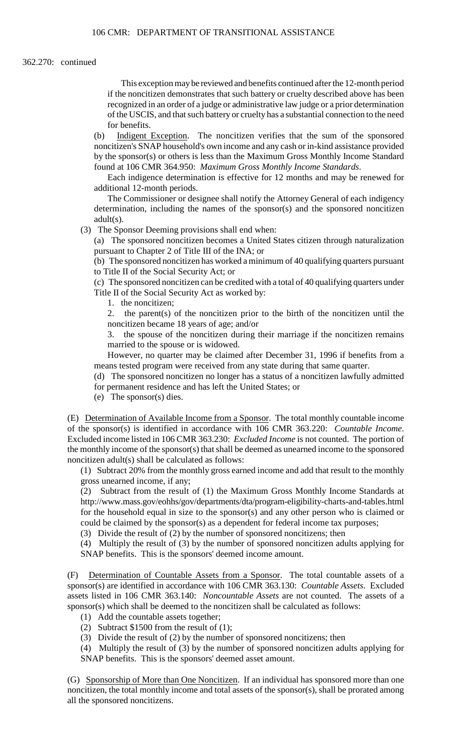362.270: continued

This exception may be reviewed and benefits continued after the 12-month period if the noncitizen demonstrates that such battery or cruelty described above has been recognized in an order of a judge or administrative law judge or a prior determination of the USCIS, and that such battery or cruelty has a substantial connection to the need for benefits.

(b) Indigent Exception. The noncitizen verifies that the sum of the sponsored noncitizen's SNAP household's own income and any cash or in-kind assistance provided by the sponsor(s) or others is less than the Maximum Gross Monthly Income Standard found at 106 CMR 364.950: *Maximum Gross Monthly Income Standards*.

Each indigence determination is effective for 12 months and may be renewed for additional 12-month periods.

The Commissioner or designee shall notify the Attorney General of each indigency determination, including the names of the sponsor(s) and the sponsored noncitizen adult(s).

(3) The Sponsor Deeming provisions shall end when:

(a) The sponsored noncitizen becomes a United States citizen through naturalization pursuant to Chapter 2 of Title III of the INA; or

(b) The sponsored noncitizen has worked a minimum of 40 qualifying quarters pursuant to Title II of the Social Security Act; or

(c) The sponsored noncitizen can be credited with a total of 40 qualifying quarters under Title II of the Social Security Act as worked by:

1. the noncitizen;

2. the parent(s) of the noncitizen prior to the birth of the noncitizen until the noncitizen became 18 years of age; and/or

3. the spouse of the noncitizen during their marriage if the noncitizen remains married to the spouse or is widowed.

However, no quarter may be claimed after December 31, 1996 if benefits from a means tested program were received from any state during that same quarter.

(d) The sponsored noncitizen no longer has a status of a noncitizen lawfully admitted for permanent residence and has left the United States; or

(e) The sponsor(s) dies.

(E) Determination of Available Income from a Sponsor. The total monthly countable income of the sponsor(s) is identified in accordance with 106 CMR 363.220: *Countable Income*. Excluded income listed in 106 CMR 363.230: *Excluded Income* is not counted. The portion of the monthly income of the sponsor(s) that shall be deemed as unearned income to the sponsored noncitizen adult(s) shall be calculated as follows:

(1) Subtract 20% from the monthly gross earned income and add that result to the monthly gross unearned income, if any;

(2) Subtract from the result of (1) the Maximum Gross Monthly Income Standards at http://www.mass.gov/eohhs/gov/departments/dta/program-eligibility-charts-and-tables.html for the household equal in size to the sponsor(s) and any other person who is claimed or could be claimed by the sponsor(s) as a dependent for federal income tax purposes;

(3) Divide the result of (2) by the number of sponsored noncitizens; then

(4) Multiply the result of (3) by the number of sponsored noncitizen adults applying for SNAP benefits. This is the sponsors' deemed income amount.

(F) Determination of Countable Assets from a Sponsor. The total countable assets of a sponsor(s) are identified in accordance with 106 CMR 363.130: *Countable Assets*. Excluded assets listed in 106 CMR 363.140: *Noncountable Assets* are not counted. The assets of a sponsor(s) which shall be deemed to the noncitizen shall be calculated as follows:

(1) Add the countable assets together;

(2) Subtract $1500 from the result of (1);

(3) Divide the result of (2) by the number of sponsored noncitizens; then

(4) Multiply the result of (3) by the number of sponsored noncitizen adults applying for SNAP benefits. This is the sponsors' deemed asset amount.

(G) Sponsorship of More than One Noncitizen. If an individual has sponsored more than one noncitizen, the total monthly income and total assets of the sponsor(s), shall be prorated among all the sponsored noncitizens.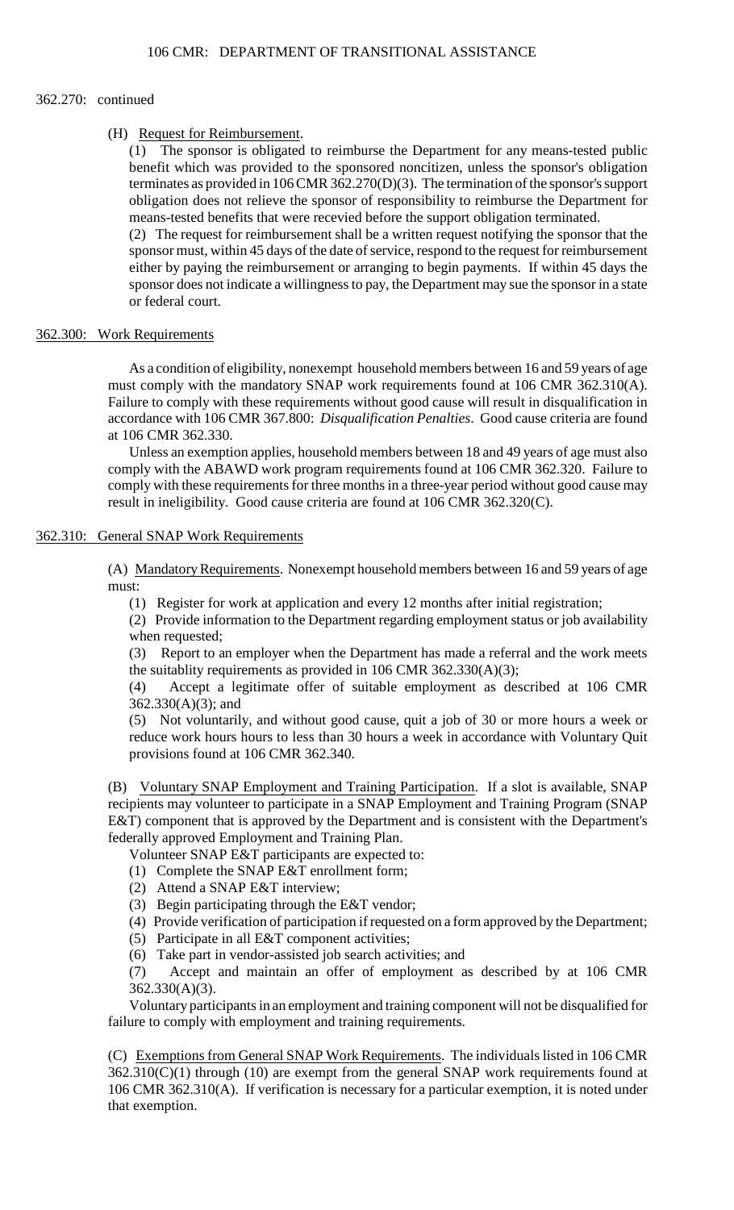362.270: continued

(H) Request for Reimbursement.

(1) The sponsor is obligated to reimburse the Department for any means-tested public benefit which was provided to the sponsored noncitizen, unless the sponsor's obligation terminates as provided in 106 CMR 362.270(D)(3). The termination of the sponsor's support obligation does not relieve the sponsor of responsibility to reimburse the Department for means-tested benefits that were recevied before the support obligation terminated.

(2) The request for reimbursement shall be a written request notifying the sponsor that the sponsor must, within 45 days of the date of service, respond to the request for reimbursement either by paying the reimbursement or arranging to begin payments. If within 45 days the sponsor does not indicate a willingness to pay, the Department may sue the sponsor in a state or federal court.

## 362.300: Work Requirements

As a condition of eligibility, nonexempt household members between 16 and 59 years of age must comply with the mandatory SNAP work requirements found at 106 CMR 362.310(A). Failure to comply with these requirements without good cause will result in disqualification in accordance with 106 CMR 367.800: *Disqualification Penalties*. Good cause criteria are found at 106 CMR 362.330.

Unless an exemption applies, household members between 18 and 49 years of age must also comply with the ABAWD work program requirements found at 106 CMR 362.320. Failure to comply with these requirements for three months in a three-year period without good cause may result in ineligibility. Good cause criteria are found at 106 CMR 362.320(C).

## 362.310: General SNAP Work Requirements

(A) Mandatory Requirements. Nonexempt household members between 16 and 59 years of age must:

(1) Register for work at application and every 12 months after initial registration;

(2) Provide information to the Department regarding employment status or job availability when requested;

(3) Report to an employer when the Department has made a referral and the work meets the suitablity requirements as provided in 106 CMR 362.330(A)(3);

(4) Accept a legitimate offer of suitable employment as described at 106 CMR 362.330(A)(3); and

(5) Not voluntarily, and without good cause, quit a job of 30 or more hours a week or reduce work hours hours to less than 30 hours a week in accordance with Voluntary Quit provisions found at 106 CMR 362.340.

(B) Voluntary SNAP Employment and Training Participation. If a slot is available, SNAP recipients may volunteer to participate in a SNAP Employment and Training Program (SNAP E&T) component that is approved by the Department and is consistent with the Department's federally approved Employment and Training Plan.

Volunteer SNAP E&T participants are expected to:

(1) Complete the SNAP E&T enrollment form;

(2) Attend a SNAP E&T interview;

(3) Begin participating through the E&T vendor;

(4) Provide verification of participation if requested on a form approved by the Department;

(5) Participate in all E&T component activities;

(6) Take part in vendor-assisted job search activities; and

(7) Accept and maintain an offer of employment as described by at 106 CMR 362.330(A)(3).

Voluntary participants in an employment and training component will not be disqualified for failure to comply with employment and training requirements.

(C) Exemptions from General SNAP Work Requirements. The individuals listed in 106 CMR 362.310(C)(1) through (10) are exempt from the general SNAP work requirements found at 106 CMR 362.310(A). If verification is necessary for a particular exemption, it is noted under that exemption.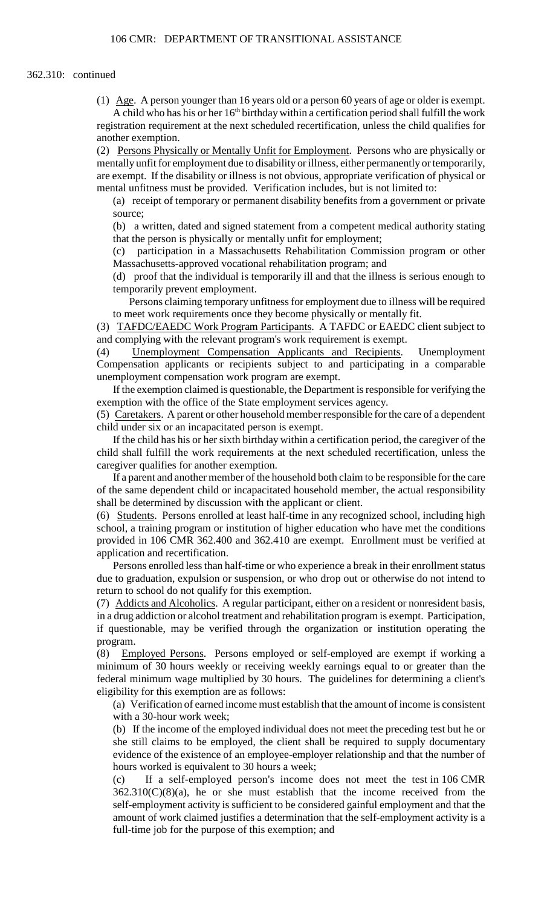362.310: continued

(1) Age. A person younger than 16 years old or a person 60 years of age or older is exempt. A child who has his or her 16th birthday within a certification period shall fulfill the work registration requirement at the next scheduled recertification, unless the child qualifies for another exemption.

(2) Persons Physically or Mentally Unfit for Employment. Persons who are physically or mentally unfit for employment due to disability or illness, either permanently or temporarily, are exempt. If the disability or illness is not obvious, appropriate verification of physical or mental unfitness must be provided. Verification includes, but is not limited to:

(a) receipt of temporary or permanent disability benefits from a government or private source;

(b) a written, dated and signed statement from a competent medical authority stating that the person is physically or mentally unfit for employment;

(c) participation in a Massachusetts Rehabilitation Commission program or other Massachusetts-approved vocational rehabilitation program; and

(d) proof that the individual is temporarily ill and that the illness is serious enough to temporarily prevent employment.

Persons claiming temporary unfitness for employment due to illness will be required to meet work requirements once they become physically or mentally fit.

(3) TAFDC/EAEDC Work Program Participants. A TAFDC or EAEDC client subject to and complying with the relevant program's work requirement is exempt.

(4) Unemployment Compensation Applicants and Recipients. Unemployment Compensation applicants or recipients subject to and participating in a comparable unemployment compensation work program are exempt.

If the exemption claimed is questionable, the Department is responsible for verifying the exemption with the office of the State employment services agency.

(5) Caretakers. A parent or other household member responsible for the care of a dependent child under six or an incapacitated person is exempt.

If the child has his or her sixth birthday within a certification period, the caregiver of the child shall fulfill the work requirements at the next scheduled recertification, unless the caregiver qualifies for another exemption.

If a parent and another member of the household both claim to be responsible for the care of the same dependent child or incapacitated household member, the actual responsibility shall be determined by discussion with the applicant or client.

(6) Students. Persons enrolled at least half-time in any recognized school, including high school, a training program or institution of higher education who have met the conditions provided in 106 CMR 362.400 and 362.410 are exempt. Enrollment must be verified at application and recertification.

Persons enrolled less than half-time or who experience a break in their enrollment status due to graduation, expulsion or suspension, or who drop out or otherwise do not intend to return to school do not qualify for this exemption.

(7) Addicts and Alcoholics. A regular participant, either on a resident or nonresident basis, in a drug addiction or alcohol treatment and rehabilitation program is exempt. Participation, if questionable, may be verified through the organization or institution operating the program.

(8) Employed Persons. Persons employed or self-employed are exempt if working a minimum of 30 hours weekly or receiving weekly earnings equal to or greater than the federal minimum wage multiplied by 30 hours. The guidelines for determining a client's eligibility for this exemption are as follows:

(a) Verification of earned income must establish that the amount of income is consistent with a 30-hour work week;

(b) If the income of the employed individual does not meet the preceding test but he or she still claims to be employed, the client shall be required to supply documentary evidence of the existence of an employee-employer relationship and that the number of hours worked is equivalent to 30 hours a week;

(c) If a self-employed person's income does not meet the test in 106 CMR 362.310(C)(8)(a), he or she must establish that the income received from the self-employment activity is sufficient to be considered gainful employment and that the amount of work claimed justifies a determination that the self-employment activity is a full-time job for the purpose of this exemption; and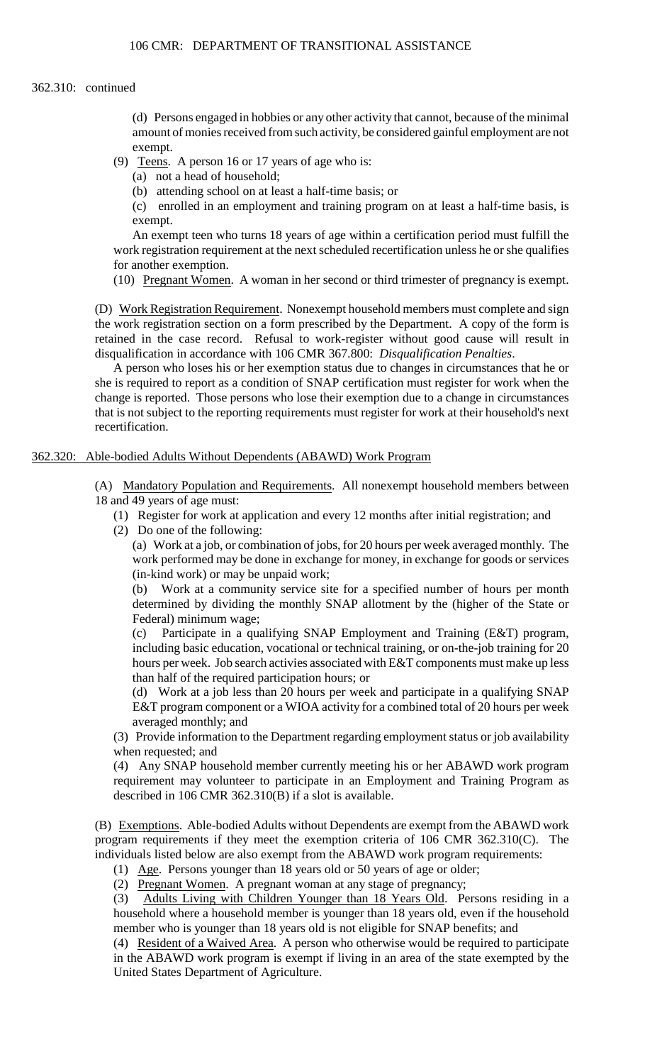362.310: continued

(d) Persons engaged in hobbies or any other activity that cannot, because of the minimal amount of monies received from such activity, be considered gainful employment are not exempt.

(9) Teens. A person 16 or 17 years of age who is:

(a) not a head of household;

(b) attending school on at least a half-time basis; or

(c) enrolled in an employment and training program on at least a half-time basis, is exempt.

An exempt teen who turns 18 years of age within a certification period must fulfill the work registration requirement at the next scheduled recertification unless he or she qualifies for another exemption.

(10) Pregnant Women. A woman in her second or third trimester of pregnancy is exempt.

(D) Work Registration Requirement. Nonexempt household members must complete and sign the work registration section on a form prescribed by the Department. A copy of the form is retained in the case record. Refusal to work-register without good cause will result in disqualification in accordance with 106 CMR 367.800: *Disqualification Penalties*.

A person who loses his or her exemption status due to changes in circumstances that he or she is required to report as a condition of SNAP certification must register for work when the change is reported. Those persons who lose their exemption due to a change in circumstances that is not subject to the reporting requirements must register for work at their household's next recertification.

## 362.320: Able-bodied Adults Without Dependents (ABAWD) Work Program

(A) Mandatory Population and Requirements. All nonexempt household members between 18 and 49 years of age must:

(1) Register for work at application and every 12 months after initial registration; and

(2) Do one of the following:

(a) Work at a job, or combination of jobs, for 20 hours per week averaged monthly. The work performed may be done in exchange for money, in exchange for goods or services (in-kind work) or may be unpaid work;

(b) Work at a community service site for a specified number of hours per month determined by dividing the monthly SNAP allotment by the (higher of the State or Federal) minimum wage;

(c) Participate in a qualifying SNAP Employment and Training (E&T) program, including basic education, vocational or technical training, or on-the-job training for 20 hours per week. Job search activities associated with E&T components must make up less than half of the required participation hours; or

(d) Work at a job less than 20 hours per week and participate in a qualifying SNAP E&T program component or a WIOA activity for a combined total of 20 hours per week averaged monthly; and

(3) Provide information to the Department regarding employment status or job availability when requested; and

(4) Any SNAP household member currently meeting his or her ABAWD work program requirement may volunteer to participate in an Employment and Training Program as described in 106 CMR 362.310(B) if a slot is available.

(B) Exemptions. Able-bodied Adults without Dependents are exempt from the ABAWD work program requirements if they meet the exemption criteria of 106 CMR 362.310(C). The individuals listed below are also exempt from the ABAWD work program requirements:

(1) Age. Persons younger than 18 years old or 50 years of age or older;

(2) Pregnant Women. A pregnant woman at any stage of pregnancy;

(3) Adults Living with Children Younger than 18 Years Old. Persons residing in a household where a household member is younger than 18 years old, even if the household member who is younger than 18 years old is not eligible for SNAP benefits; and

(4) Resident of a Waived Area. A person who otherwise would be required to participate in the ABAWD work program is exempt if living in an area of the state exempted by the United States Department of Agriculture.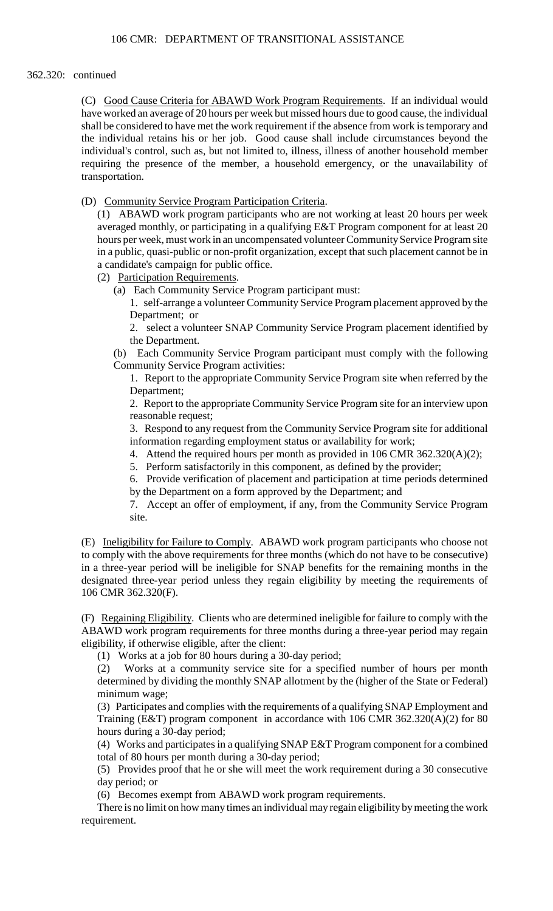362.320: continued

(C) Good Cause Criteria for ABAWD Work Program Requirements. If an individual would have worked an average of 20 hours per week but missed hours due to good cause, the individual shall be considered to have met the work requirement if the absence from work is temporary and the individual retains his or her job. Good cause shall include circumstances beyond the individual's control, such as, but not limited to, illness, illness of another household member requiring the presence of the member, a household emergency, or the unavailability of transportation.

(D) Community Service Program Participation Criteria.

(1) ABAWD work program participants who are not working at least 20 hours per week averaged monthly, or participating in a qualifying E&T Program component for at least 20 hours per week, must work in an uncompensated volunteer Community Service Program site in a public, quasi-public or non-profit organization, except that such placement cannot be in a candidate's campaign for public office.

(2) Participation Requirements.

(a) Each Community Service Program participant must:

1. self-arrange a volunteer Community Service Program placement approved by the Department; or

2. select a volunteer SNAP Community Service Program placement identified by the Department.

(b) Each Community Service Program participant must comply with the following Community Service Program activities:

1. Report to the appropriate Community Service Program site when referred by the Department;

2. Report to the appropriate Community Service Program site for an interview upon reasonable request;

3. Respond to any request from the Community Service Program site for additional information regarding employment status or availability for work;

4. Attend the required hours per month as provided in 106 CMR 362.320(A)(2);

5. Perform satisfactorily in this component, as defined by the provider;

6. Provide verification of placement and participation at time periods determined by the Department on a form approved by the Department; and

7. Accept an offer of employment, if any, from the Community Service Program site.

(E) Ineligibility for Failure to Comply. ABAWD work program participants who choose not to comply with the above requirements for three months (which do not have to be consecutive) in a three-year period will be ineligible for SNAP benefits for the remaining months in the designated three-year period unless they regain eligibility by meeting the requirements of 106 CMR 362.320(F).

(F) Regaining Eligibility. Clients who are determined ineligible for failure to comply with the ABAWD work program requirements for three months during a three-year period may regain eligibility, if otherwise eligible, after the client:

(1) Works at a job for 80 hours during a 30-day period;

(2) Works at a community service site for a specified number of hours per month determined by dividing the monthly SNAP allotment by the (higher of the State or Federal) minimum wage;

(3) Participates and complies with the requirements of a qualifying SNAP Employment and Training (E&T) program component in accordance with 106 CMR 362.320(A)(2) for 80 hours during a 30-day period;

(4) Works and participates in a qualifying SNAP E&T Program component for a combined total of 80 hours per month during a 30-day period;

(5) Provides proof that he or she will meet the work requirement during a 30 consecutive day period; or

(6) Becomes exempt from ABAWD work program requirements.

There is no limit on how many times an individual may regain eligibility by meeting the work requirement.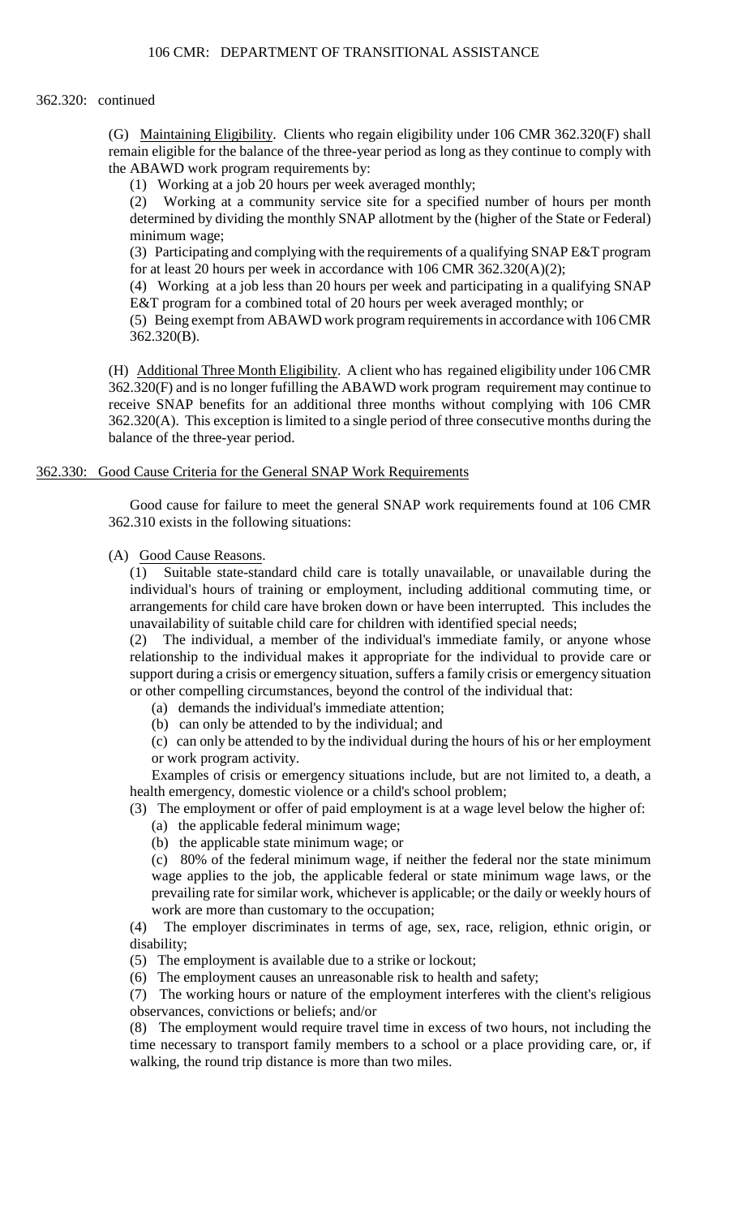362.320: continued

(G) Maintaining Eligibility. Clients who regain eligibility under 106 CMR 362.320(F) shall remain eligible for the balance of the three-year period as long as they continue to comply with the ABAWD work program requirements by:

(1) Working at a job 20 hours per week averaged monthly;

(2) Working at a community service site for a specified number of hours per month determined by dividing the monthly SNAP allotment by the (higher of the State or Federal) minimum wage;

(3) Participating and complying with the requirements of a qualifying SNAP E&T program for at least 20 hours per week in accordance with 106 CMR 362.320(A)(2);

(4) Working at a job less than 20 hours per week and participating in a qualifying SNAP E&T program for a combined total of 20 hours per week averaged monthly; or

(5) Being exempt from ABAWD work program requirements in accordance with 106 CMR 362.320(B).

(H) Additional Three Month Eligibility. A client who has regained eligibility under 106 CMR 362.320(F) and is no longer fulfilling the ABAWD work program requirement may continue to receive SNAP benefits for an additional three months without complying with 106 CMR 362.320(A). This exception is limited to a single period of three consecutive months during the balance of the three-year period.

## 362.330: Good Cause Criteria for the General SNAP Work Requirements

Good cause for failure to meet the general SNAP work requirements found at 106 CMR 362.310 exists in the following situations:

(A) Good Cause Reasons.

(1) Suitable state-standard child care is totally unavailable, or unavailable during the individual's hours of training or employment, including additional commuting time, or arrangements for child care have broken down or have been interrupted. This includes the unavailability of suitable child care for children with identified special needs;

(2) The individual, a member of the individual's immediate family, or anyone whose relationship to the individual makes it appropriate for the individual to provide care or support during a crisis or emergency situation, suffers a family crisis or emergency situation or other compelling circumstances, beyond the control of the individual that:

(a) demands the individual's immediate attention;

(b) can only be attended to by the individual; and

(c) can only be attended to by the individual during the hours of his or her employment or work program activity.

Examples of crisis or emergency situations include, but are not limited to, a death, a health emergency, domestic violence or a child's school problem;

(3) The employment or offer of paid employment is at a wage level below the higher of:

(a) the applicable federal minimum wage;

(b) the applicable state minimum wage; or

(c) 80% of the federal minimum wage, if neither the federal nor the state minimum wage applies to the job, the applicable federal or state minimum wage laws, or the prevailing rate for similar work, whichever is applicable; or the daily or weekly hours of work are more than customary to the occupation;

(4) The employer discriminates in terms of age, sex, race, religion, ethnic origin, or disability;

(5) The employment is available due to a strike or lockout;

(6) The employment causes an unreasonable risk to health and safety;

(7) The working hours or nature of the employment interferes with the client's religious observances, convictions or beliefs; and/or

(8) The employment would require travel time in excess of two hours, not including the time necessary to transport family members to a school or a place providing care, or, if walking, the round trip distance is more than two miles.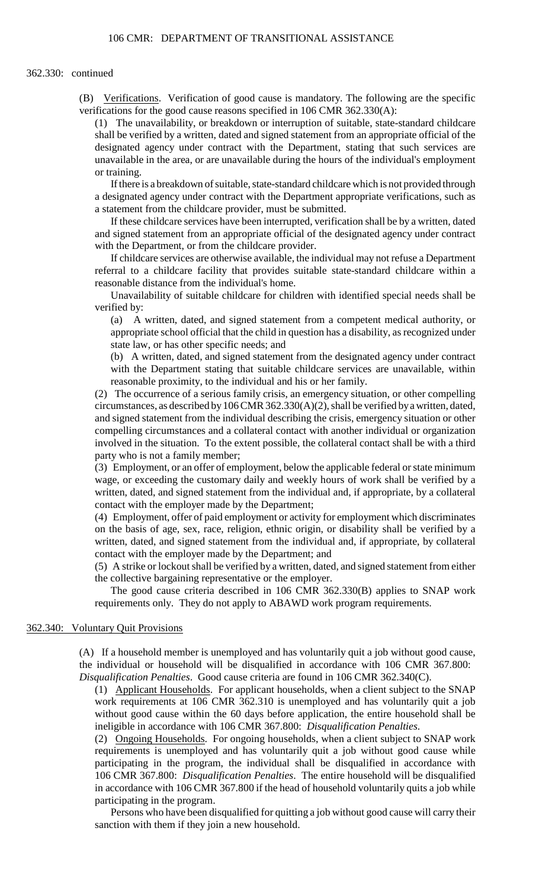362.330: continued

(B) Verifications. Verification of good cause is mandatory. The following are the specific verifications for the good cause reasons specified in 106 CMR 362.330(A):

(1) The unavailability, or breakdown or interruption of suitable, state-standard childcare shall be verified by a written, dated and signed statement from an appropriate official of the designated agency under contract with the Department, stating that such services are unavailable in the area, or are unavailable during the hours of the individual's employment or training.

If there is a breakdown of suitable, state-standard childcare which is not provided through a designated agency under contract with the Department appropriate verifications, such as a statement from the childcare provider, must be submitted.

If these childcare services have been interrupted, verification shall be by a written, dated and signed statement from an appropriate official of the designated agency under contract with the Department, or from the childcare provider.

If childcare services are otherwise available, the individual may not refuse a Department referral to a childcare facility that provides suitable state-standard childcare within a reasonable distance from the individual's home.

Unavailability of suitable childcare for children with identified special needs shall be verified by:

(a) A written, dated, and signed statement from a competent medical authority, or appropriate school official that the child in question has a disability, as recognized under state law, or has other specific needs; and

(b) A written, dated, and signed statement from the designated agency under contract with the Department stating that suitable childcare services are unavailable, within reasonable proximity, to the individual and his or her family.

(2) The occurrence of a serious family crisis, an emergency situation, or other compelling circumstances, as described by 106 CMR 362.330(A)(2), shall be verified by a written, dated, and signed statement from the individual describing the crisis, emergency situation or other compelling circumstances and a collateral contact with another individual or organization involved in the situation. To the extent possible, the collateral contact shall be with a third party who is not a family member;

(3) Employment, or an offer of employment, below the applicable federal or state minimum wage, or exceeding the customary daily and weekly hours of work shall be verified by a written, dated, and signed statement from the individual and, if appropriate, by a collateral contact with the employer made by the Department;

(4) Employment, offer of paid employment or activity for employment which discriminates on the basis of age, sex, race, religion, ethnic origin, or disability shall be verified by a written, dated, and signed statement from the individual and, if appropriate, by collateral contact with the employer made by the Department; and

(5) A strike or lockout shall be verified by a written, dated, and signed statement from either the collective bargaining representative or the employer.

The good cause criteria described in 106 CMR 362.330(B) applies to SNAP work requirements only. They do not apply to ABAWD work program requirements.

## 362.340: Voluntary Quit Provisions

(A) If a household member is unemployed and has voluntarily quit a job without good cause, the individual or household will be disqualified in accordance with 106 CMR 367.800: *Disqualification Penalties*. Good cause criteria are found in 106 CMR 362.340(C).

(1) Applicant Households. For applicant households, when a client subject to the SNAP work requirements at 106 CMR 362.310 is unemployed and has voluntarily quit a job without good cause within the 60 days before application, the entire household shall be ineligible in accordance with 106 CMR 367.800: *Disqualification Penalties*.

(2) Ongoing Households. For ongoing households, when a client subject to SNAP work requirements is unemployed and has voluntarily quit a job without good cause while participating in the program, the individual shall be disqualified in accordance with 106 CMR 367.800: *Disqualification Penalties*. The entire household will be disqualified in accordance with 106 CMR 367.800 if the head of household voluntarily quits a job while participating in the program.

Persons who have been disqualified for quitting a job without good cause will carry their sanction with them if they join a new household.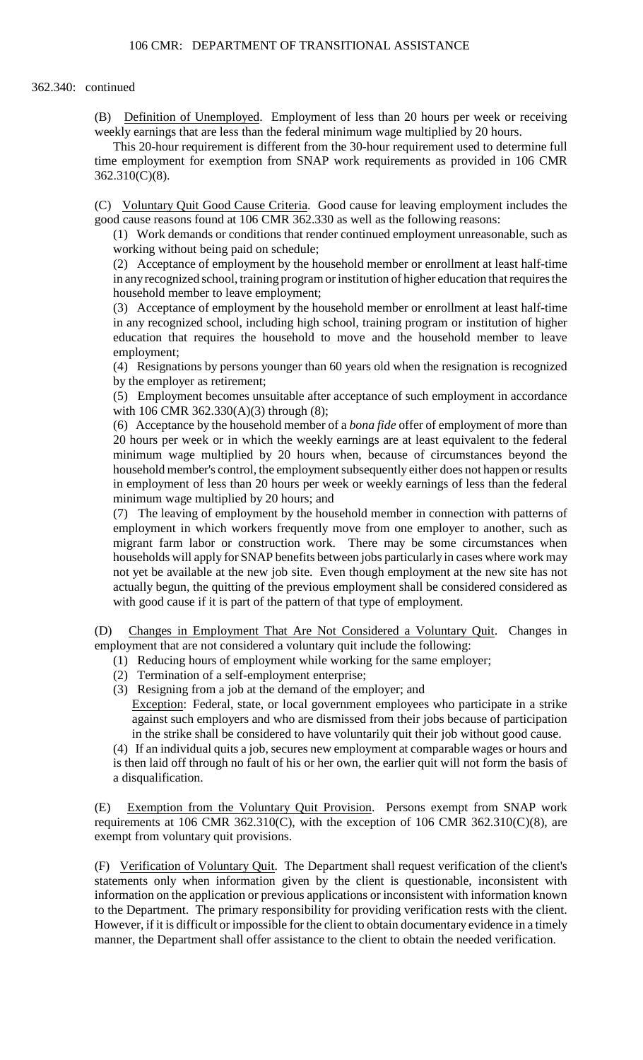362.340: continued

(B) Definition of Unemployed. Employment of less than 20 hours per week or receiving weekly earnings that are less than the federal minimum wage multiplied by 20 hours.

This 20-hour requirement is different from the 30-hour requirement used to determine full time employment for exemption from SNAP work requirements as provided in 106 CMR 362.310(C)(8).

(C) Voluntary Quit Good Cause Criteria. Good cause for leaving employment includes the good cause reasons found at 106 CMR 362.330 as well as the following reasons:

(1) Work demands or conditions that render continued employment unreasonable, such as working without being paid on schedule;

(2) Acceptance of employment by the household member or enrollment at least half-time in any recognized school, training program or institution of higher education that requires the household member to leave employment;

(3) Acceptance of employment by the household member or enrollment at least half-time in any recognized school, including high school, training program or institution of higher education that requires the household to move and the household member to leave employment;

(4) Resignations by persons younger than 60 years old when the resignation is recognized by the employer as retirement;

(5) Employment becomes unsuitable after acceptance of such employment in accordance with 106 CMR 362.330(A)(3) through (8);

(6) Acceptance by the household member of a *bona fide* offer of employment of more than 20 hours per week or in which the weekly earnings are at least equivalent to the federal minimum wage multiplied by 20 hours when, because of circumstances beyond the household member's control, the employment subsequently either does not happen or results in employment of less than 20 hours per week or weekly earnings of less than the federal minimum wage multiplied by 20 hours; and

(7) The leaving of employment by the household member in connection with patterns of employment in which workers frequently move from one employer to another, such as migrant farm labor or construction work. There may be some circumstances when households will apply for SNAP benefits between jobs particularly in cases where work may not yet be available at the new job site. Even though employment at the new site has not actually begun, the quitting of the previous employment shall be considered considered as with good cause if it is part of the pattern of that type of employment.

(D) Changes in Employment That Are Not Considered a Voluntary Quit. Changes in employment that are not considered a voluntary quit include the following:

(1) Reducing hours of employment while working for the same employer;

(2) Termination of a self-employment enterprise;

(3) Resigning from a job at the demand of the employer; and

Exception: Federal, state, or local government employees who participate in a strike against such employers and who are dismissed from their jobs because of participation in the strike shall be considered to have voluntarily quit their job without good cause.

(4) If an individual quits a job, secures new employment at comparable wages or hours and is then laid off through no fault of his or her own, the earlier quit will not form the basis of a disqualification.

(E) Exemption from the Voluntary Quit Provision. Persons exempt from SNAP work requirements at 106 CMR 362.310(C), with the exception of 106 CMR 362.310(C)(8), are exempt from voluntary quit provisions.

(F) Verification of Voluntary Quit. The Department shall request verification of the client's statements only when information given by the client is questionable, inconsistent with information on the application or previous applications or inconsistent with information known to the Department. The primary responsibility for providing verification rests with the client. However, if it is difficult or impossible for the client to obtain documentary evidence in a timely manner, the Department shall offer assistance to the client to obtain the needed verification.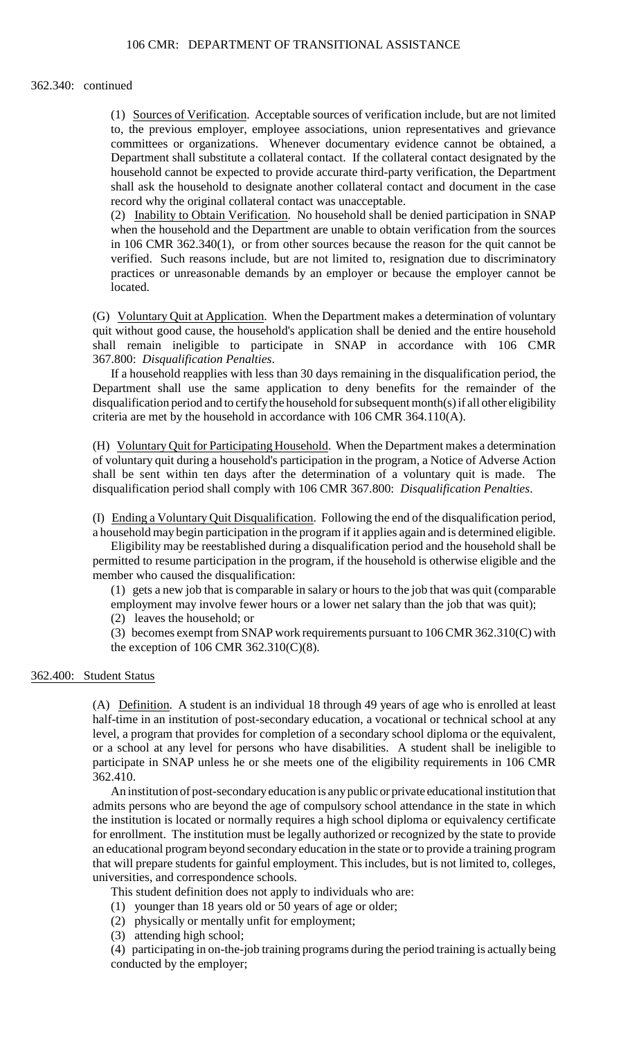362.340: continued

(1) Sources of Verification. Acceptable sources of verification include, but are not limited to, the previous employer, employee associations, union representatives and grievance committees or organizations. Whenever documentary evidence cannot be obtained, a Department shall substitute a collateral contact. If the collateral contact designated by the household cannot be expected to provide accurate third-party verification, the Department shall ask the household to designate another collateral contact and document in the case record why the original collateral contact was unacceptable.

(2) Inability to Obtain Verification. No household shall be denied participation in SNAP when the household and the Department are unable to obtain verification from the sources in 106 CMR 362.340(1), or from other sources because the reason for the quit cannot be verified. Such reasons include, but are not limited to, resignation due to discriminatory practices or unreasonable demands by an employer or because the employer cannot be located.

(G) Voluntary Quit at Application. When the Department makes a determination of voluntary quit without good cause, the household's application shall be denied and the entire household shall remain ineligible to participate in SNAP in accordance with 106 CMR 367.800: *Disqualification Penalties*.

If a household reapplies with less than 30 days remaining in the disqualification period, the Department shall use the same application to deny benefits for the remainder of the disqualification period and to certify the household for subsequent month(s) if all other eligibility criteria are met by the household in accordance with 106 CMR 364.110(A).

(H) Voluntary Quit for Participating Household. When the Department makes a determination of voluntary quit during a household's participation in the program, a Notice of Adverse Action shall be sent within ten days after the determination of a voluntary quit is made. The disqualification period shall comply with 106 CMR 367.800: *Disqualification Penalties*.

(I) Ending a Voluntary Quit Disqualification. Following the end of the disqualification period, a household may begin participation in the program if it applies again and is determined eligible.

Eligibility may be reestablished during a disqualification period and the household shall be permitted to resume participation in the program, if the household is otherwise eligible and the member who caused the disqualification:

(1) gets a new job that is comparable in salary or hours to the job that was quit (comparable employment may involve fewer hours or a lower net salary than the job that was quit);
(2) leaves the household; or
(3) becomes exempt from SNAP work requirements pursuant to 106 CMR 362.310(C) with the exception of 106 CMR 362.310(C)(8).

## 362.400: Student Status

(A) Definition. A student is an individual 18 through 49 years of age who is enrolled at least half-time in an institution of post-secondary education, a vocational or technical school at any level, a program that provides for completion of a secondary school diploma or the equivalent, or a school at any level for persons who have disabilities. A student shall be ineligible to participate in SNAP unless he or she meets one of the eligibility requirements in 106 CMR 362.410.

An institution of post-secondary education is any public or private educational institution that admits persons who are beyond the age of compulsory school attendance in the state in which the institution is located or normally requires a high school diploma or equivalency certificate for enrollment. The institution must be legally authorized or recognized by the state to provide an educational program beyond secondary education in the state or to provide a training program that will prepare students for gainful employment. This includes, but is not limited to, colleges, universities, and correspondence schools.

This student definition does not apply to individuals who are:

(1) younger than 18 years old or 50 years of age or older;
(2) physically or mentally unfit for employment;
(3) attending high school;
(4) participating in on-the-job training programs during the period training is actually being conducted by the employer;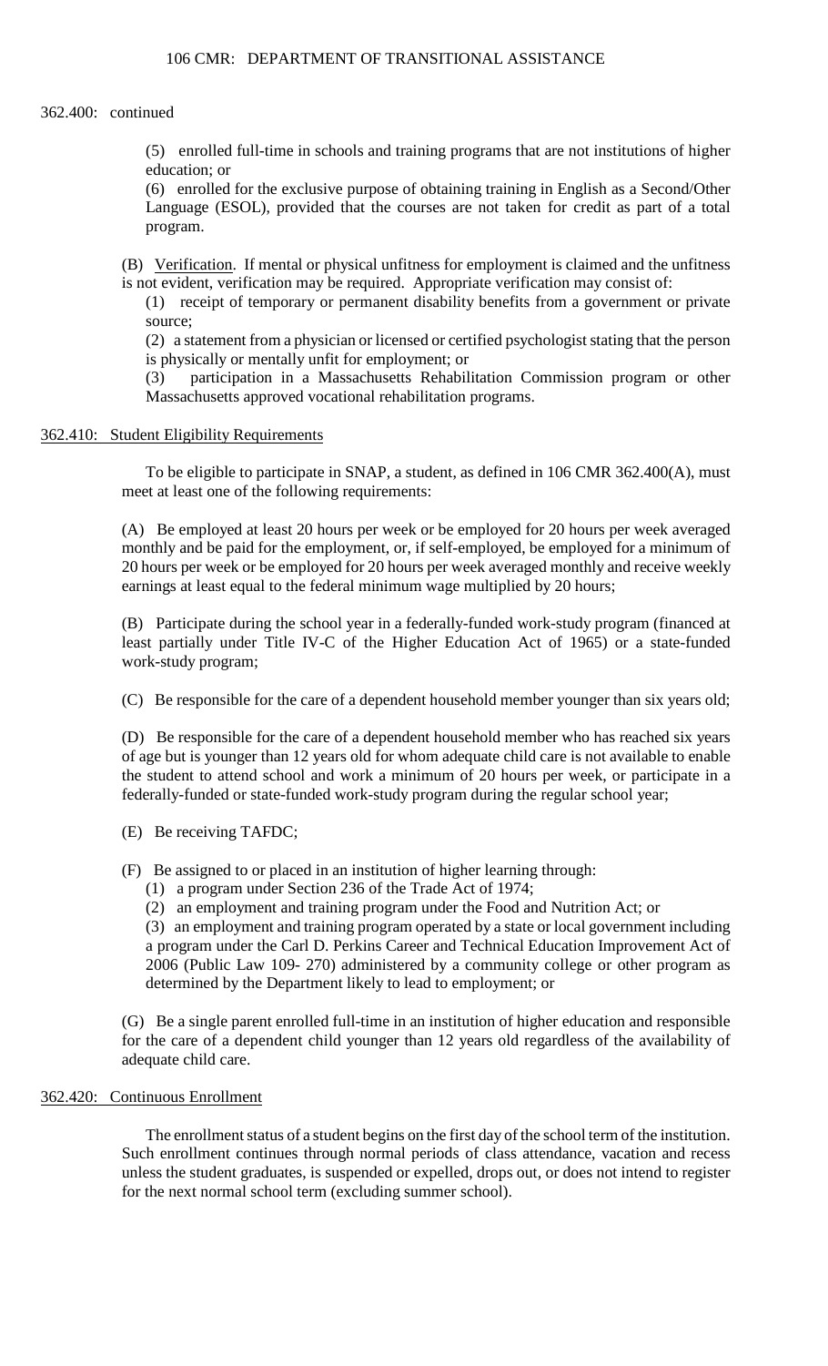362.400: continued

(5) enrolled full-time in schools and training programs that are not institutions of higher education; or

(6) enrolled for the exclusive purpose of obtaining training in English as a Second/Other Language (ESOL), provided that the courses are not taken for credit as part of a total program.

(B) Verification. If mental or physical unfitness for employment is claimed and the unfitness is not evident, verification may be required. Appropriate verification may consist of:

(1) receipt of temporary or permanent disability benefits from a government or private source;

(2) a statement from a physician or licensed or certified psychologist stating that the person is physically or mentally unfit for employment; or

(3) participation in a Massachusetts Rehabilitation Commission program or other Massachusetts approved vocational rehabilitation programs.

## 362.410: Student Eligibility Requirements

To be eligible to participate in SNAP, a student, as defined in 106 CMR 362.400(A), must meet at least one of the following requirements:

(A) Be employed at least 20 hours per week or be employed for 20 hours per week averaged monthly and be paid for the employment, or, if self-employed, be employed for a minimum of 20 hours per week or be employed for 20 hours per week averaged monthly and receive weekly earnings at least equal to the federal minimum wage multiplied by 20 hours;

(B) Participate during the school year in a federally-funded work-study program (financed at least partially under Title IV-C of the Higher Education Act of 1965) or a state-funded work-study program;

(C) Be responsible for the care of a dependent household member younger than six years old;

(D) Be responsible for the care of a dependent household member who has reached six years of age but is younger than 12 years old for whom adequate child care is not available to enable the student to attend school and work a minimum of 20 hours per week, or participate in a federally-funded or state-funded work-study program during the regular school year;

(E) Be receiving TAFDC;

(F) Be assigned to or placed in an institution of higher learning through:

(1) a program under Section 236 of the Trade Act of 1974;

(2) an employment and training program under the Food and Nutrition Act; or

(3) an employment and training program operated by a state or local government including a program under the Carl D. Perkins Career and Technical Education Improvement Act of 2006 (Public Law 109- 270) administered by a community college or other program as determined by the Department likely to lead to employment; or

(G) Be a single parent enrolled full-time in an institution of higher education and responsible for the care of a dependent child younger than 12 years old regardless of the availability of adequate child care.

## 362.420: Continuous Enrollment

The enrollment status of a student begins on the first day of the school term of the institution. Such enrollment continues through normal periods of class attendance, vacation and recess unless the student graduates, is suspended or expelled, drops out, or does not intend to register for the next normal school term (excluding summer school).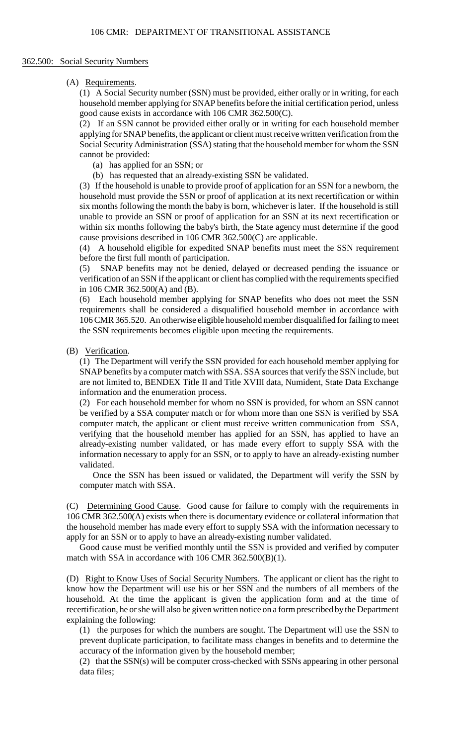## 362.500: Social Security Numbers

(A) Requirements.

(1) A Social Security number (SSN) must be provided, either orally or in writing, for each household member applying for SNAP benefits before the initial certification period, unless good cause exists in accordance with 106 CMR 362.500(C).

(2) If an SSN cannot be provided either orally or in writing for each household member applying for SNAP benefits, the applicant or client must receive written verification from the Social Security Administration (SSA) stating that the household member for whom the SSN cannot be provided:

(a) has applied for an SSN; or

(b) has requested that an already-existing SSN be validated.

(3) If the household is unable to provide proof of application for an SSN for a newborn, the household must provide the SSN or proof of application at its next recertification or within six months following the month the baby is born, whichever is later. If the household is still unable to provide an SSN or proof of application for an SSN at its next recertification or within six months following the baby's birth, the State agency must determine if the good cause provisions described in 106 CMR 362.500(C) are applicable.

(4) A household eligible for expedited SNAP benefits must meet the SSN requirement before the first full month of participation.

(5) SNAP benefits may not be denied, delayed or decreased pending the issuance or verification of an SSN if the applicant or client has complied with the requirements specified in 106 CMR 362.500(A) and (B).

(6) Each household member applying for SNAP benefits who does not meet the SSN requirements shall be considered a disqualified household member in accordance with 106 CMR 365.520. An otherwise eligible household member disqualified for failing to meet the SSN requirements becomes eligible upon meeting the requirements.

(B) Verification.

(1) The Department will verify the SSN provided for each household member applying for SNAP benefits by a computer match with SSA. SSA sources that verify the SSN include, but are not limited to, BENDEX Title II and Title XVIII data, Numident, State Data Exchange information and the enumeration process.

(2) For each household member for whom no SSN is provided, for whom an SSN cannot be verified by a SSA computer match or for whom more than one SSN is verified by SSA computer match, the applicant or client must receive written communication from SSA, verifying that the household member has applied for an SSN, has applied to have an already-existing number validated, or has made every effort to supply SSA with the information necessary to apply for an SSN, or to apply to have an already-existing number validated.

Once the SSN has been issued or validated, the Department will verify the SSN by computer match with SSA.

(C) Determining Good Cause. Good cause for failure to comply with the requirements in 106 CMR 362.500(A) exists when there is documentary evidence or collateral information that the household member has made every effort to supply SSA with the information necessary to apply for an SSN or to apply to have an already-existing number validated.

Good cause must be verified monthly until the SSN is provided and verified by computer match with SSA in accordance with 106 CMR 362.500(B)(1).

(D) Right to Know Uses of Social Security Numbers. The applicant or client has the right to know how the Department will use his or her SSN and the numbers of all members of the household. At the time the applicant is given the application form and at the time of recertification, he or she will also be given written notice on a form prescribed by the Department explaining the following:

(1) the purposes for which the numbers are sought. The Department will use the SSN to prevent duplicate participation, to facilitate mass changes in benefits and to determine the accuracy of the information given by the household member;

(2) that the SSN(s) will be computer cross-checked with SSNs appearing in other personal data files;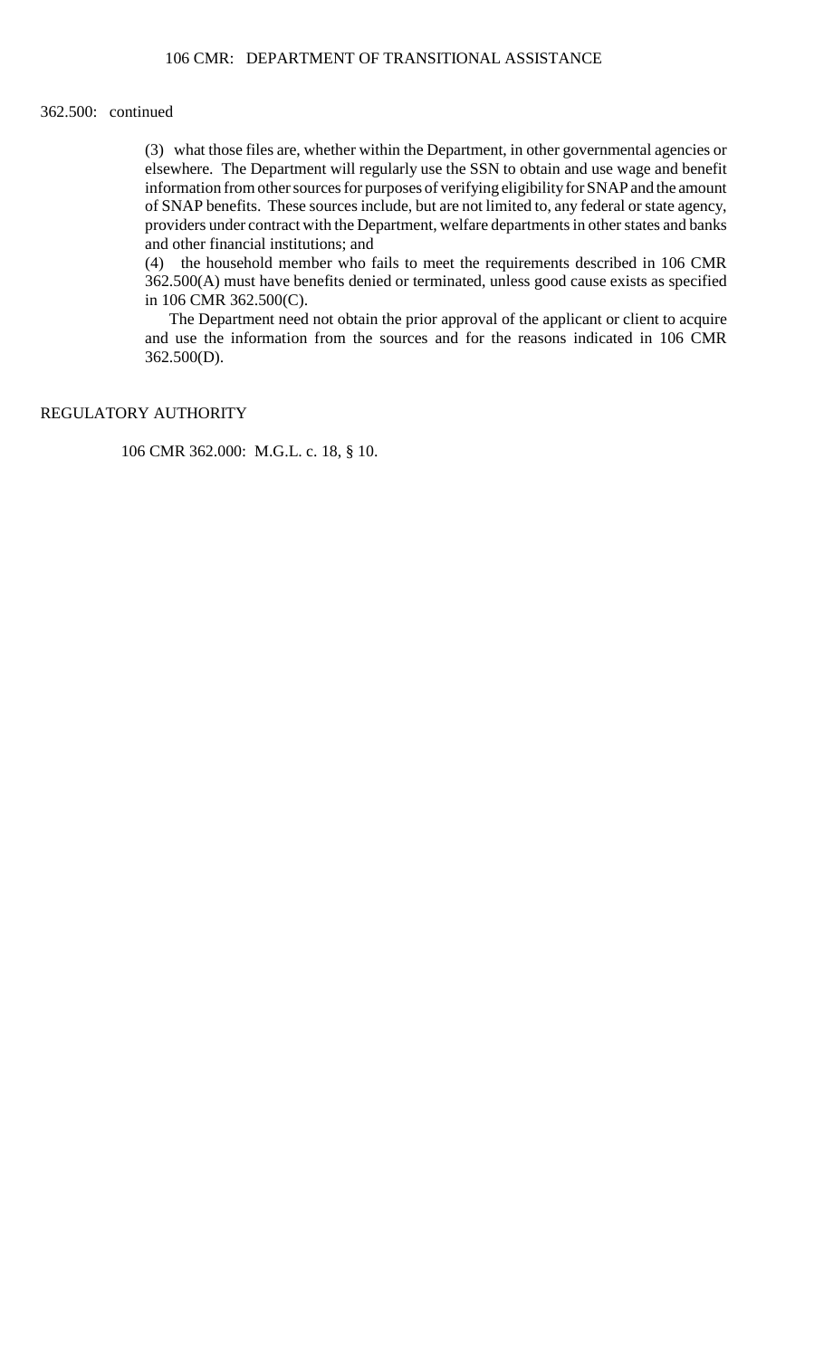362.500: continued

(3) what those files are, whether within the Department, in other governmental agencies or elsewhere. The Department will regularly use the SSN to obtain and use wage and benefit information from other sources for purposes of verifying eligibility for SNAP and the amount of SNAP benefits. These sources include, but are not limited to, any federal or state agency, providers under contract with the Department, welfare departments in other states and banks and other financial institutions; and

(4) the household member who fails to meet the requirements described in 106 CMR 362.500(A) must have benefits denied or terminated, unless good cause exists as specified in 106 CMR 362.500(C).

The Department need not obtain the prior approval of the applicant or client to acquire and use the information from the sources and for the reasons indicated in 106 CMR 362.500(D).

REGULATORY AUTHORITY

106 CMR 362.000: M.G.L. c. 18, § 10.